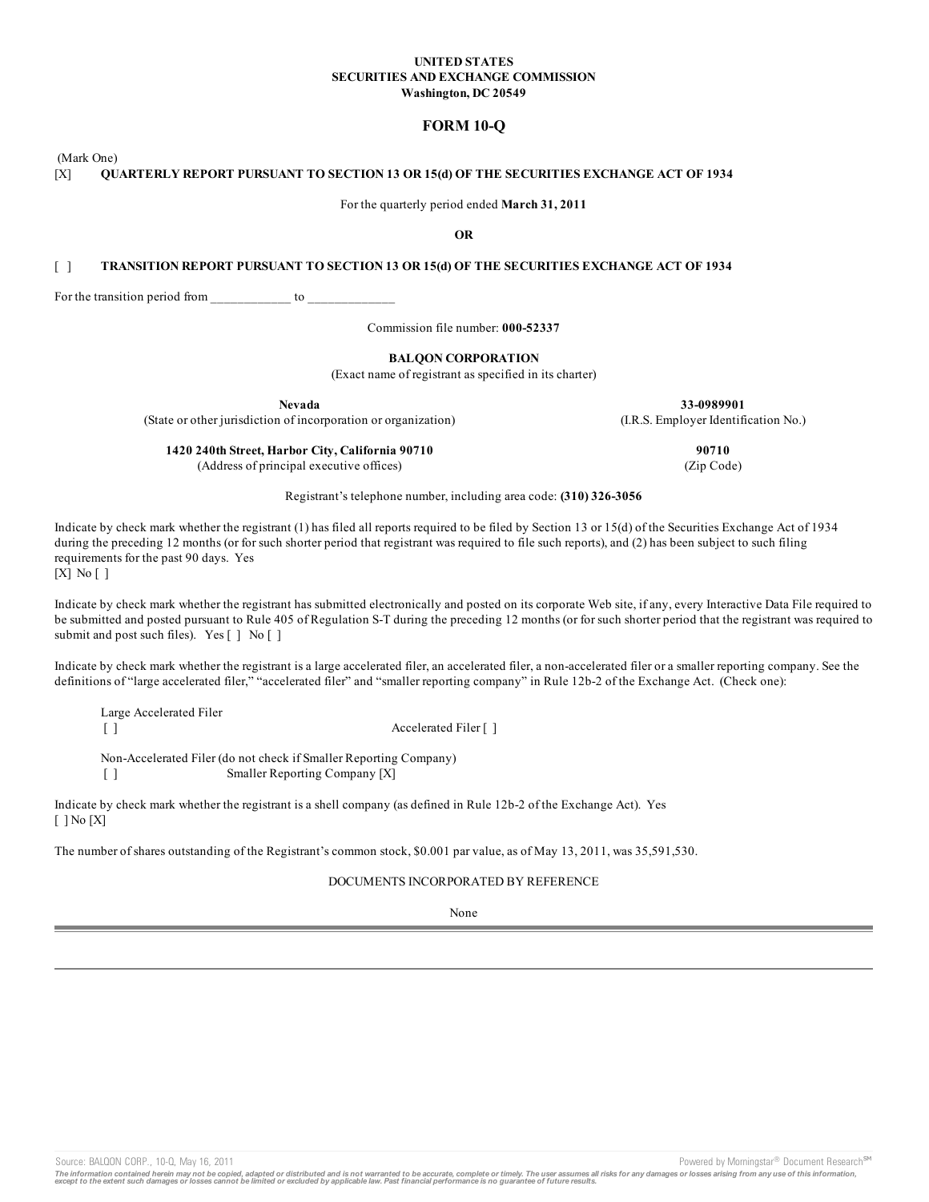**UNITED STATES**
**SECURITIES AND EXCHANGE COMMISSION**
**Washington, DC 20549**

# FORM 10-Q

(Mark One)

[X] **QUARTERLY REPORT PURSUANT TO SECTION 13 OR 15(d) OF THE SECURITIES EXCHANGE ACT OF 1934**

For the quarterly period ended **March 31, 2011**

**OR**

[ ] **TRANSITION REPORT PURSUANT TO SECTION 13 OR 15(d) OF THE SECURITIES EXCHANGE ACT OF 1934**

For the transition period from ____________ to _____________

Commission file number: **000-52337**

**BALQON CORPORATION**
(Exact name of registrant as specified in its charter)

| | |
|---|---|
| **Nevada** | **33-0989901** |
| (State or other jurisdiction of incorporation or organization) | (I.R.S. Employer Identification No.) |
| **1420 240th Street, Harbor City, California 90710** | **90710** |
| (Address of principal executive offices) | (Zip Code) |

Registrant's telephone number, including area code: **(310) 326-3056**

Indicate by check mark whether the registrant (1) has filed all reports required to be filed by Section 13 or 15(d) of the Securities Exchange Act of 1934 during the preceding 12 months (or for such shorter period that registrant was required to file such reports), and (2) has been subject to such filing requirements for the past 90 days. Yes [X] No [ ]

Indicate by check mark whether the registrant has submitted electronically and posted on its corporate Web site, if any, every Interactive Data File required to be submitted and posted pursuant to Rule 405 of Regulation S-T during the preceding 12 months (or for such shorter period that the registrant was required to submit and post such files). Yes [ ] No [ ]

Indicate by check mark whether the registrant is a large accelerated filer, an accelerated filer, a non-accelerated filer or a smaller reporting company. See the definitions of "large accelerated filer," "accelerated filer" and "smaller reporting company" in Rule 12b-2 of the Exchange Act. (Check one):

Large Accelerated Filer [ ] Accelerated Filer [ ]

Non-Accelerated Filer (do not check if Smaller Reporting Company) [ ] Smaller Reporting Company [X]

Indicate by check mark whether the registrant is a shell company (as defined in Rule 12b-2 of the Exchange Act). Yes [ ] No [X]

The number of shares outstanding of the Registrant's common stock, $0.001 par value, as of May 13, 2011, was 35,591,530.

DOCUMENTS INCORPORATED BY REFERENCE

None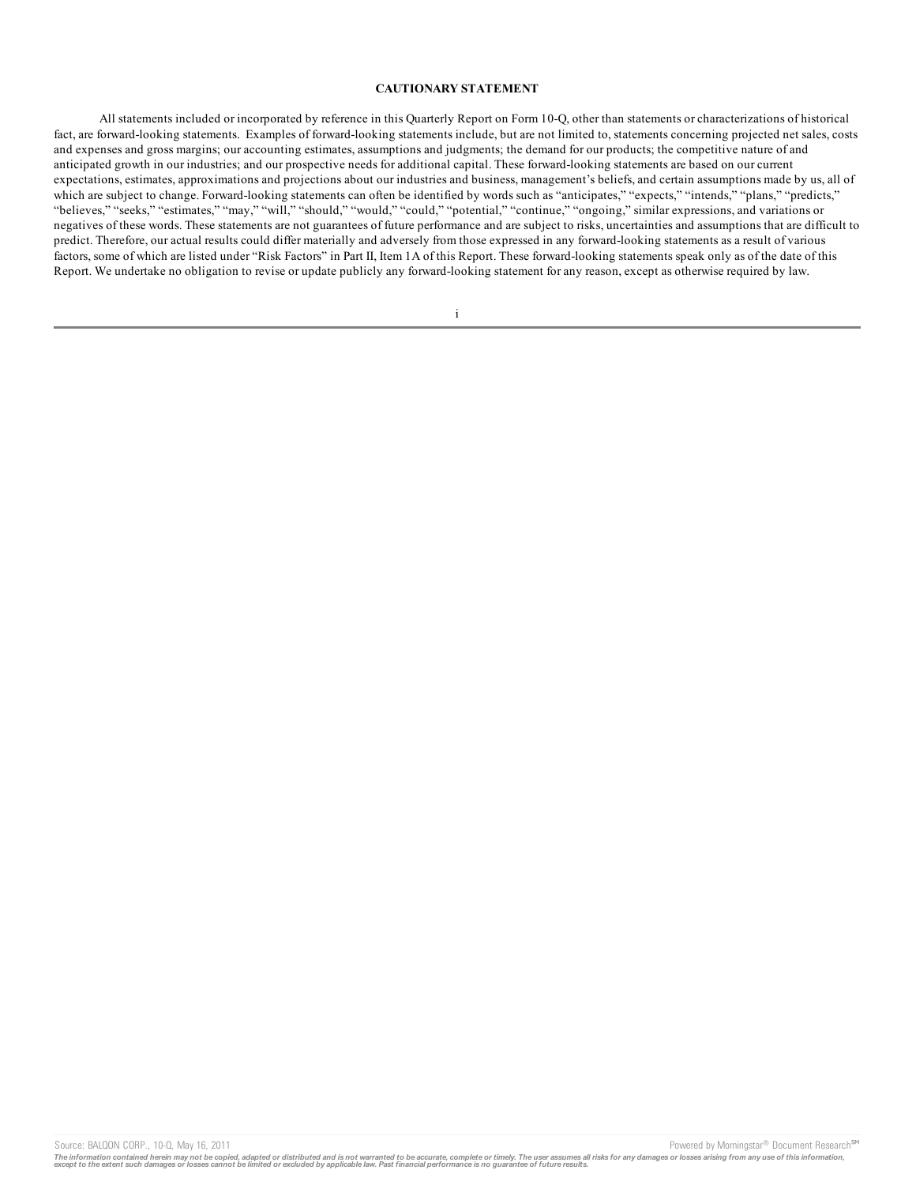**CAUTIONARY STATEMENT**

All statements included or incorporated by reference in this Quarterly Report on Form 10-Q, other than statements or characterizations of historical fact, are forward-looking statements. Examples of forward-looking statements include, but are not limited to, statements concerning projected net sales, costs and expenses and gross margins; our accounting estimates, assumptions and judgments; the demand for our products; the competitive nature of and anticipated growth in our industries; and our prospective needs for additional capital. These forward-looking statements are based on our current expectations, estimates, approximations and projections about our industries and business, management's beliefs, and certain assumptions made by us, all of which are subject to change. Forward-looking statements can often be identified by words such as "anticipates," "expects," "intends," "plans," "predicts," "believes," "seeks," "estimates," "may," "will," "should," "would," "could," "potential," "continue," "ongoing," similar expressions, and variations or negatives of these words. These statements are not guarantees of future performance and are subject to risks, uncertainties and assumptions that are difficult to predict. Therefore, our actual results could differ materially and adversely from those expressed in any forward-looking statements as a result of various factors, some of which are listed under "Risk Factors" in Part II, Item 1A of this Report. These forward-looking statements speak only as of the date of this Report. We undertake no obligation to revise or update publicly any forward-looking statement for any reason, except as otherwise required by law.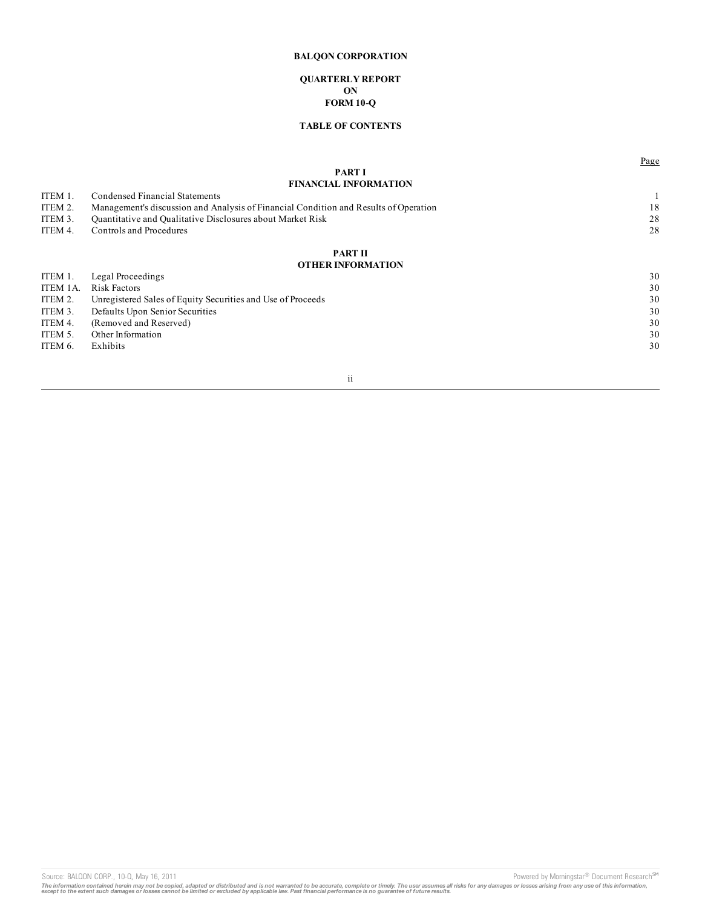**BALQON CORPORATION**

**QUARTERLY REPORT**
**ON**
**FORM 10-Q**

**TABLE OF CONTENTS**

| | | Page |
|---|---|---|
| | **PART I** | |
| | **FINANCIAL INFORMATION** | |
| ITEM 1. | Condensed Financial Statements | 1 |
| ITEM 2. | Management's discussion and Analysis of Financial Condition and Results of Operation | 18 |
| ITEM 3. | Quantitative and Qualitative Disclosures about Market Risk | 28 |
| ITEM 4. | Controls and Procedures | 28 |
| | **PART II** | |
| | **OTHER INFORMATION** | |
| ITEM 1. | Legal Proceedings | 30 |
| ITEM 1A. | Risk Factors | 30 |
| ITEM 2. | Unregistered Sales of Equity Securities and Use of Proceeds | 30 |
| ITEM 3. | Defaults Upon Senior Securities | 30 |
| ITEM 4. | (Removed and Reserved) | 30 |
| ITEM 5. | Other Information | 30 |
| ITEM 6. | Exhibits | 30 |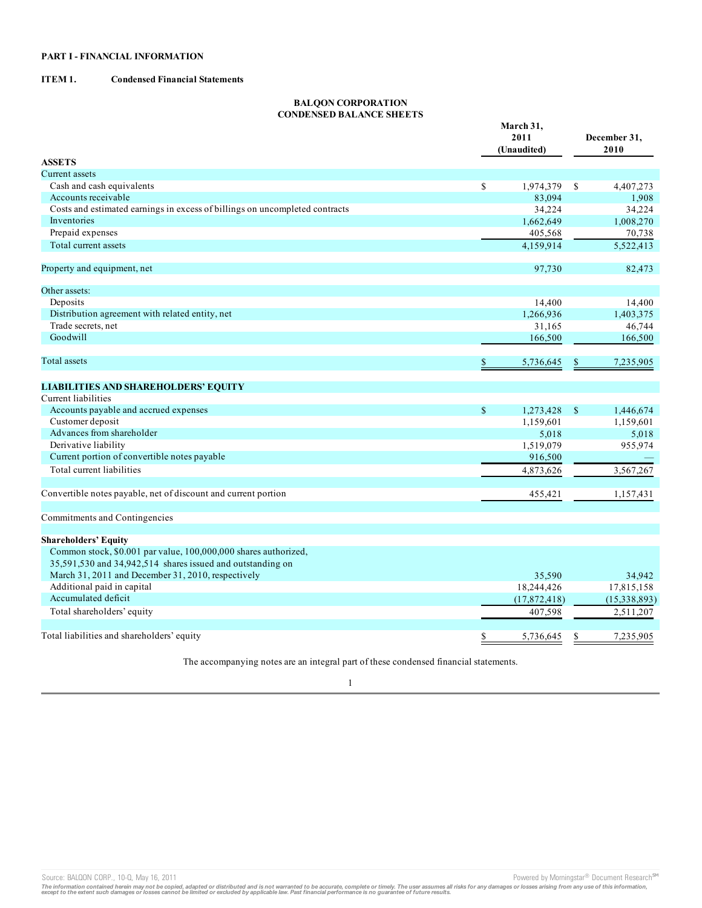## PART I - FINANCIAL INFORMATION

**ITEM 1. Condensed Financial Statements**

**BALQON CORPORATION**
**CONDENSED BALANCE SHEETS**

| | March 31, 2011 (Unaudited) | December 31, 2010 |
|---|---|---|
| **ASSETS** | | |
| Current assets | | |
| Cash and cash equivalents | $ 1,974,379 | $ 4,407,273 |
| Accounts receivable | 83,094 | 1,908 |
| Costs and estimated earnings in excess of billings on uncompleted contracts | 34,224 | 34,224 |
| Inventories | 1,662,649 | 1,008,270 |
| Prepaid expenses | 405,568 | 70,738 |
| Total current assets | 4,159,914 | 5,522,413 |
| | | |
| Property and equipment, net | 97,730 | 82,473 |
| | | |
| Other assets: | | |
| Deposits | 14,400 | 14,400 |
| Distribution agreement with related entity, net | 1,266,936 | 1,403,375 |
| Trade secrets, net | 31,165 | 46,744 |
| Goodwill | 166,500 | 166,500 |
| | | |
| Total assets | $ 5,736,645 | $ 7,235,905 |
| | | |
| **LIABILITIES AND SHAREHOLDERS' EQUITY** | | |
| Current liabilities | | |
| Accounts payable and accrued expenses | $ 1,273,428 | $ 1,446,674 |
| Customer deposit | 1,159,601 | 1,159,601 |
| Advances from shareholder | 5,018 | 5,018 |
| Derivative liability | 1,519,079 | 955,974 |
| Current portion of convertible notes payable | 916,500 | — |
| Total current liabilities | 4,873,626 | 3,567,267 |
| | | |
| Convertible notes payable, net of discount and current portion | 455,421 | 1,157,431 |
| | | |
| Commitments and Contingencies | | |
| | | |
| **Shareholders' Equity** | | |
| Common stock, $0.001 par value, 100,000,000 shares authorized, 35,591,530 and 34,942,514 shares issued and outstanding on March 31, 2011 and December 31, 2010, respectively | 35,590 | 34,942 |
| Additional paid in capital | 18,244,426 | 17,815,158 |
| Accumulated deficit | (17,872,418) | (15,338,893) |
| Total shareholders' equity | 407,598 | 2,511,207 |
| | | |
| Total liabilities and shareholders' equity | $ 5,736,645 | $ 7,235,905 |

The accompanying notes are an integral part of these condensed financial statements.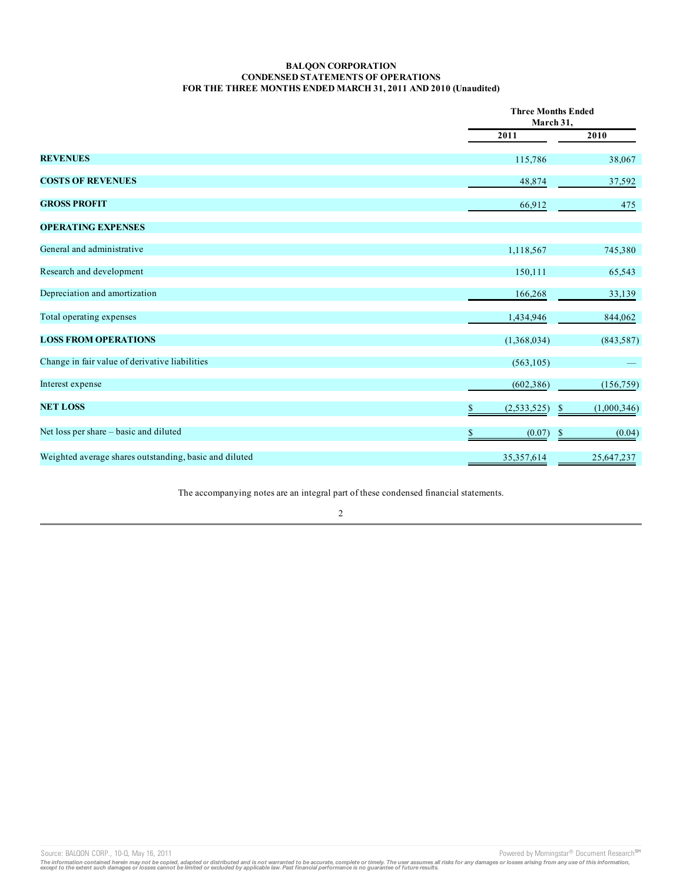**BALQON CORPORATION**
**CONDENSED STATEMENTS OF OPERATIONS**
**FOR THE THREE MONTHS ENDED MARCH 31, 2011 AND 2010 (Unaudited)**

| | Three Months Ended March 31, | |
|---|---|---|
| | 2011 | 2010 |
| **REVENUES** | 115,786 | 38,067 |
| **COSTS OF REVENUES** | 48,874 | 37,592 |
| **GROSS PROFIT** | 66,912 | 475 |
| **OPERATING EXPENSES** | | |
| General and administrative | 1,118,567 | 745,380 |
| Research and development | 150,111 | 65,543 |
| Depreciation and amortization | 166,268 | 33,139 |
| Total operating expenses | 1,434,946 | 844,062 |
| **LOSS FROM OPERATIONS** | (1,368,034) | (843,587) |
| Change in fair value of derivative liabilities | (563,105) | — |
| Interest expense | (602,386) | (156,759) |
| **NET LOSS** | $ (2,533,525) | $ (1,000,346) |
| Net loss per share – basic and diluted | $ (0.07) | $ (0.04) |
| Weighted average shares outstanding, basic and diluted | 35,357,614 | 25,647,237 |

The accompanying notes are an integral part of these condensed financial statements.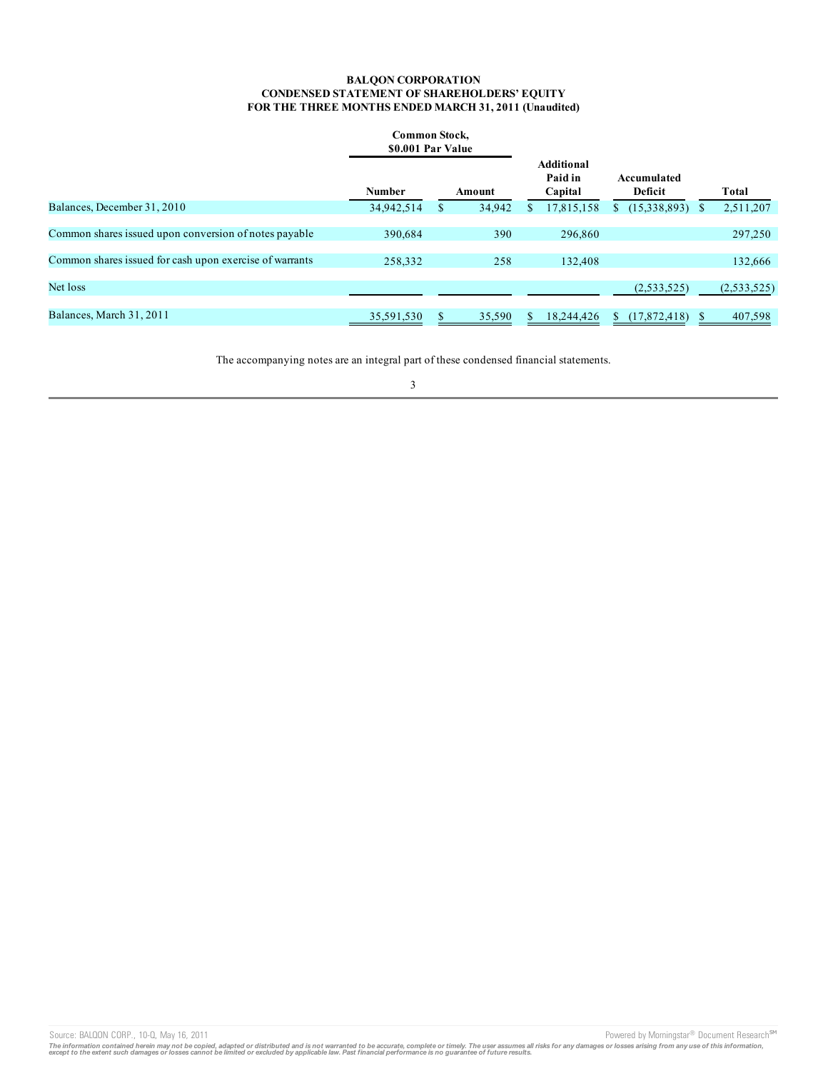**BALQON CORPORATION**
**CONDENSED STATEMENT OF SHAREHOLDERS' EQUITY**
**FOR THE THREE MONTHS ENDED MARCH 31, 2011 (Unaudited)**

| | Common Stock, $0.001 Par Value | | Additional Paid in Capital | Accumulated Deficit | Total |
|---|---|---|---|---|---|
| | Number | Amount | | | |
| Balances, December 31, 2010 | 34,942,514 | $ 34,942 | $ 17,815,158 | $ (15,338,893) | $ 2,511,207 |
| Common shares issued upon conversion of notes payable | 390,684 | 390 | 296,860 | | 297,250 |
| Common shares issued for cash upon exercise of warrants | 258,332 | 258 | 132,408 | | 132,666 |
| Net loss | | | | (2,533,525) | (2,533,525) |
| Balances, March 31, 2011 | 35,591,530 | $ 35,590 | $ 18,244,426 | $ (17,872,418) | $ 407,598 |

The accompanying notes are an integral part of these condensed financial statements.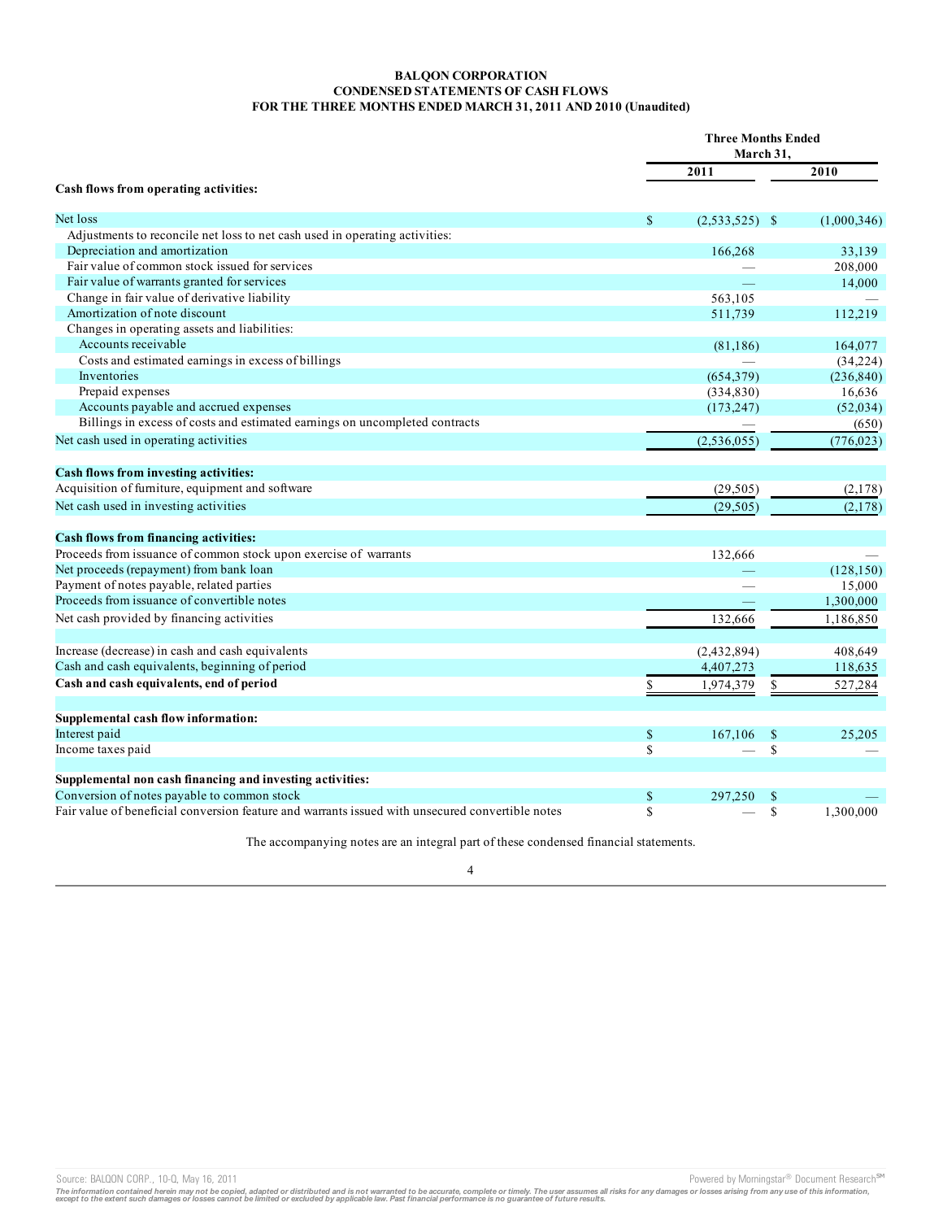**BALQON CORPORATION**
**CONDENSED STATEMENTS OF CASH FLOWS**
**FOR THE THREE MONTHS ENDED MARCH 31, 2011 AND 2010 (Unaudited)**

| | Three Months Ended March 31, | |
|---|---|---|
| | 2011 | 2010 |
| **Cash flows from operating activities:** | | |
| Net loss | $ (2,533,525) | $ (1,000,346) |
| Adjustments to reconcile net loss to net cash used in operating activities: | | |
| Depreciation and amortization | 166,268 | 33,139 |
| Fair value of common stock issued for services | — | 208,000 |
| Fair value of warrants granted for services | — | 14,000 |
| Change in fair value of derivative liability | 563,105 | — |
| Amortization of note discount | 511,739 | 112,219 |
| Changes in operating assets and liabilities: | | |
| Accounts receivable | (81,186) | 164,077 |
| Costs and estimated earnings in excess of billings | — | (34,224) |
| Inventories | (654,379) | (236,840) |
| Prepaid expenses | (334,830) | 16,636 |
| Accounts payable and accrued expenses | (173,247) | (52,034) |
| Billings in excess of costs and estimated earnings on uncompleted contracts | — | (650) |
| Net cash used in operating activities | (2,536,055) | (776,023) |
| **Cash flows from investing activities:** | | |
| Acquisition of furniture, equipment and software | (29,505) | (2,178) |
| Net cash used in investing activities | (29,505) | (2,178) |
| **Cash flows from financing activities:** | | |
| Proceeds from issuance of common stock upon exercise of warrants | 132,666 | — |
| Net proceeds (repayment) from bank loan | — | (128,150) |
| Payment of notes payable, related parties | — | 15,000 |
| Proceeds from issuance of convertible notes | — | 1,300,000 |
| Net cash provided by financing activities | 132,666 | 1,186,850 |
| Increase (decrease) in cash and cash equivalents | (2,432,894) | 408,649 |
| Cash and cash equivalents, beginning of period | 4,407,273 | 118,635 |
| **Cash and cash equivalents, end of period** | $ 1,974,379 | $ 527,284 |
| **Supplemental cash flow information:** | | |
| Interest paid | $ 167,106 | $ 25,205 |
| Income taxes paid | $ — | $ — |
| **Supplemental non cash financing and investing activities:** | | |
| Conversion of notes payable to common stock | $ 297,250 | $ — |
| Fair value of beneficial conversion feature and warrants issued with unsecured convertible notes | $ — | $ 1,300,000 |

The accompanying notes are an integral part of these condensed financial statements.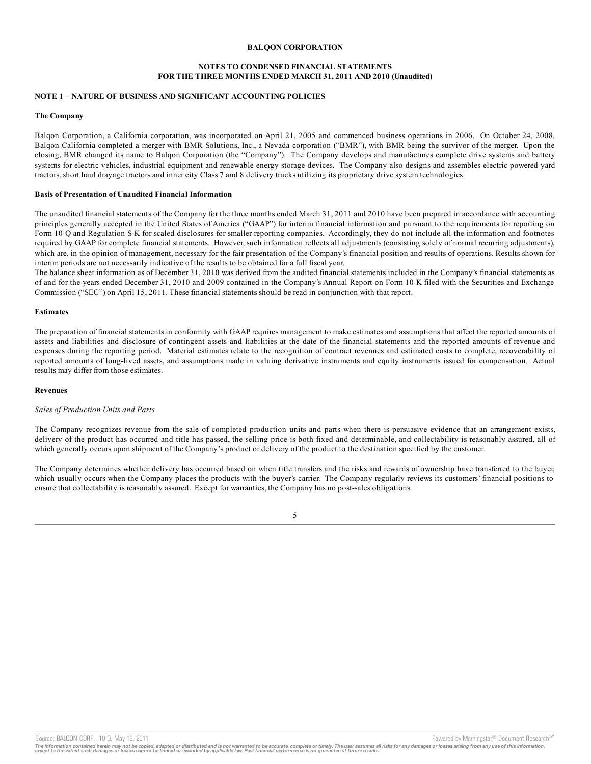**BALQON CORPORATION**

**NOTES TO CONDENSED FINANCIAL STATEMENTS**
**FOR THE THREE MONTHS ENDED MARCH 31, 2011 AND 2010 (Unaudited)**

## NOTE 1 – NATURE OF BUSINESS AND SIGNIFICANT ACCOUNTING POLICIES

### The Company

Balqon Corporation, a California corporation, was incorporated on April 21, 2005 and commenced business operations in 2006. On October 24, 2008, Balqon California completed a merger with BMR Solutions, Inc., a Nevada corporation ("BMR"), with BMR being the survivor of the merger. Upon the closing, BMR changed its name to Balqon Corporation (the "Company"). The Company develops and manufactures complete drive systems and battery systems for electric vehicles, industrial equipment and renewable energy storage devices. The Company also designs and assembles electric powered yard tractors, short haul drayage tractors and inner city Class 7 and 8 delivery trucks utilizing its proprietary drive system technologies.

### Basis of Presentation of Unaudited Financial Information

The unaudited financial statements of the Company for the three months ended March 31, 2011 and 2010 have been prepared in accordance with accounting principles generally accepted in the United States of America ("GAAP") for interim financial information and pursuant to the requirements for reporting on Form 10-Q and Regulation S-K for scaled disclosures for smaller reporting companies. Accordingly, they do not include all the information and footnotes required by GAAP for complete financial statements. However, such information reflects all adjustments (consisting solely of normal recurring adjustments), which are, in the opinion of management, necessary for the fair presentation of the Company's financial position and results of operations. Results shown for interim periods are not necessarily indicative of the results to be obtained for a full fiscal year.

The balance sheet information as of December 31, 2010 was derived from the audited financial statements included in the Company's financial statements as of and for the years ended December 31, 2010 and 2009 contained in the Company's Annual Report on Form 10-K filed with the Securities and Exchange Commission ("SEC") on April 15, 2011. These financial statements should be read in conjunction with that report.

### Estimates

The preparation of financial statements in conformity with GAAP requires management to make estimates and assumptions that affect the reported amounts of assets and liabilities and disclosure of contingent assets and liabilities at the date of the financial statements and the reported amounts of revenue and expenses during the reporting period. Material estimates relate to the recognition of contract revenues and estimated costs to complete, recoverability of reported amounts of long-lived assets, and assumptions made in valuing derivative instruments and equity instruments issued for compensation. Actual results may differ from those estimates.

### Revenues

*Sales of Production Units and Parts*

The Company recognizes revenue from the sale of completed production units and parts when there is persuasive evidence that an arrangement exists, delivery of the product has occurred and title has passed, the selling price is both fixed and determinable, and collectability is reasonably assured, all of which generally occurs upon shipment of the Company's product or delivery of the product to the destination specified by the customer.

The Company determines whether delivery has occurred based on when title transfers and the risks and rewards of ownership have transferred to the buyer, which usually occurs when the Company places the products with the buyer's carrier. The Company regularly reviews its customers' financial positions to ensure that collectability is reasonably assured. Except for warranties, the Company has no post-sales obligations.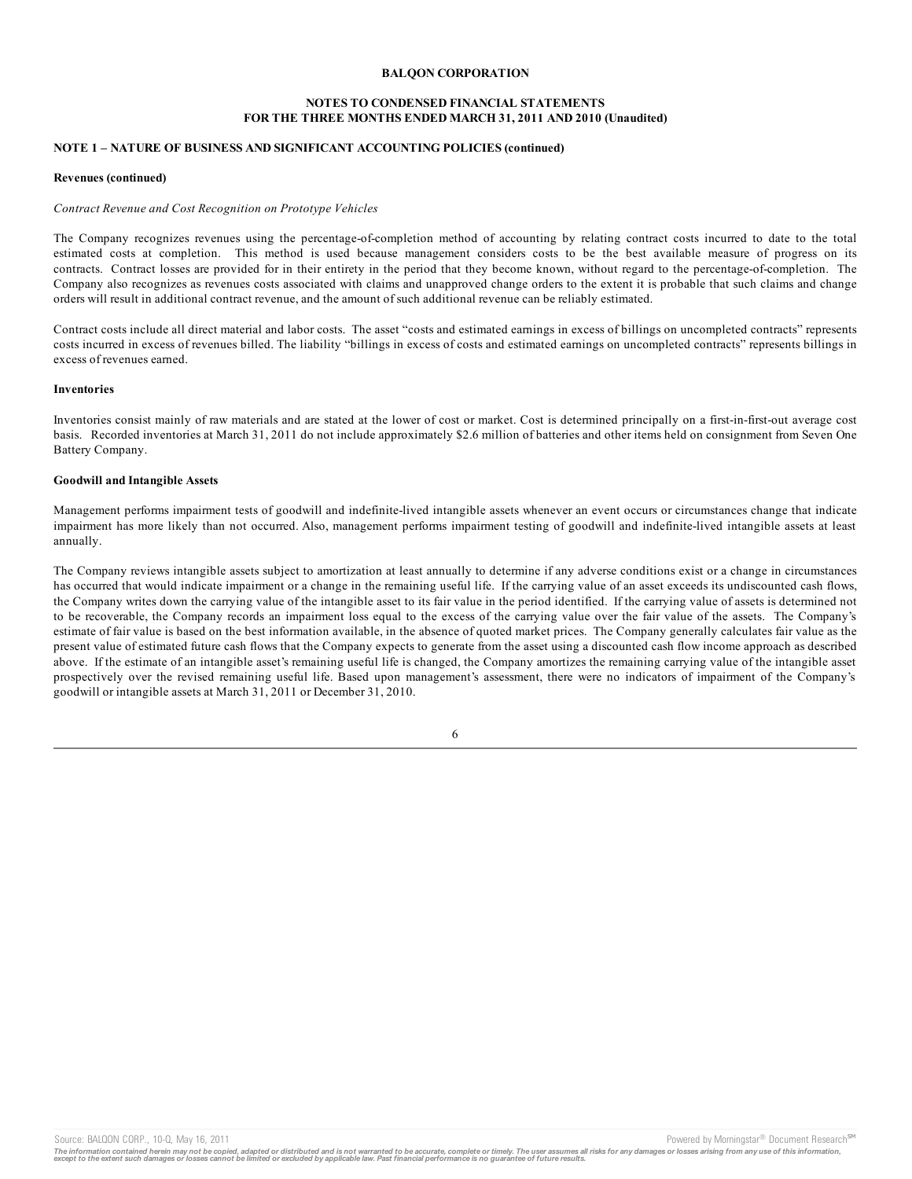**BALQON CORPORATION**

**NOTES TO CONDENSED FINANCIAL STATEMENTS
FOR THE THREE MONTHS ENDED MARCH 31, 2011 AND 2010 (Unaudited)**

**NOTE 1 – NATURE OF BUSINESS AND SIGNIFICANT ACCOUNTING POLICIES (continued)**

**Revenues (continued)**

*Contract Revenue and Cost Recognition on Prototype Vehicles*

The Company recognizes revenues using the percentage-of-completion method of accounting by relating contract costs incurred to date to the total estimated costs at completion. This method is used because management considers costs to be the best available measure of progress on its contracts. Contract losses are provided for in their entirety in the period that they become known, without regard to the percentage-of-completion. The Company also recognizes as revenues costs associated with claims and unapproved change orders to the extent it is probable that such claims and change orders will result in additional contract revenue, and the amount of such additional revenue can be reliably estimated.

Contract costs include all direct material and labor costs. The asset "costs and estimated earnings in excess of billings on uncompleted contracts" represents costs incurred in excess of revenues billed. The liability "billings in excess of costs and estimated earnings on uncompleted contracts" represents billings in excess of revenues earned.

**Inventories**

Inventories consist mainly of raw materials and are stated at the lower of cost or market. Cost is determined principally on a first-in-first-out average cost basis. Recorded inventories at March 31, 2011 do not include approximately $2.6 million of batteries and other items held on consignment from Seven One Battery Company.

**Goodwill and Intangible Assets**

Management performs impairment tests of goodwill and indefinite-lived intangible assets whenever an event occurs or circumstances change that indicate impairment has more likely than not occurred. Also, management performs impairment testing of goodwill and indefinite-lived intangible assets at least annually.

The Company reviews intangible assets subject to amortization at least annually to determine if any adverse conditions exist or a change in circumstances has occurred that would indicate impairment or a change in the remaining useful life. If the carrying value of an asset exceeds its undiscounted cash flows, the Company writes down the carrying value of the intangible asset to its fair value in the period identified. If the carrying value of assets is determined not to be recoverable, the Company records an impairment loss equal to the excess of the carrying value over the fair value of the assets. The Company's estimate of fair value is based on the best information available, in the absence of quoted market prices. The Company generally calculates fair value as the present value of estimated future cash flows that the Company expects to generate from the asset using a discounted cash flow income approach as described above. If the estimate of an intangible asset's remaining useful life is changed, the Company amortizes the remaining carrying value of the intangible asset prospectively over the revised remaining useful life. Based upon management's assessment, there were no indicators of impairment of the Company's goodwill or intangible assets at March 31, 2011 or December 31, 2010.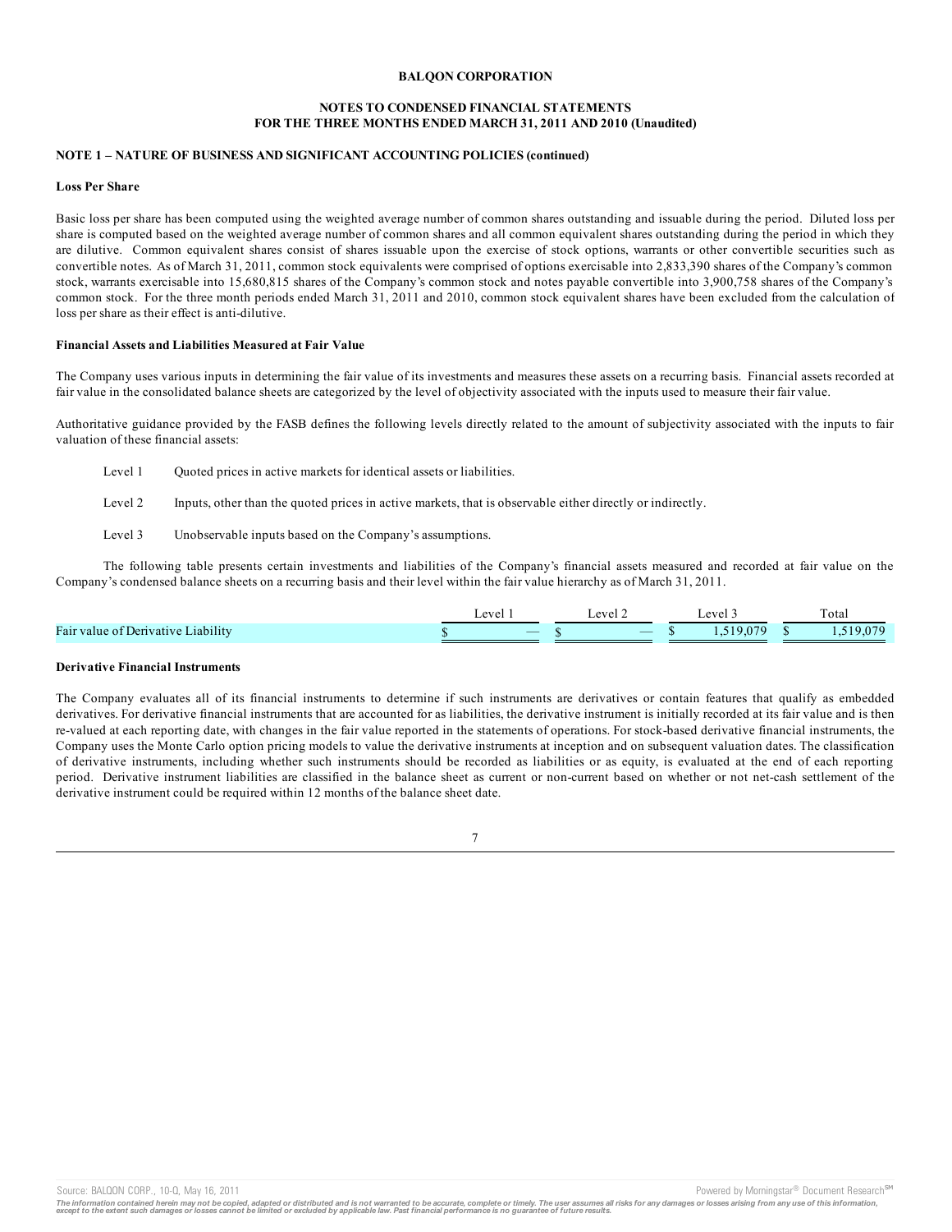**BALQON CORPORATION**

**NOTES TO CONDENSED FINANCIAL STATEMENTS**
**FOR THE THREE MONTHS ENDED MARCH 31, 2011 AND 2010 (Unaudited)**

**NOTE 1 – NATURE OF BUSINESS AND SIGNIFICANT ACCOUNTING POLICIES (continued)**

**Loss Per Share**

Basic loss per share has been computed using the weighted average number of common shares outstanding and issuable during the period. Diluted loss per share is computed based on the weighted average number of common shares and all common equivalent shares outstanding during the period in which they are dilutive. Common equivalent shares consist of shares issuable upon the exercise of stock options, warrants or other convertible securities such as convertible notes. As of March 31, 2011, common stock equivalents were comprised of options exercisable into 2,833,390 shares of the Company's common stock, warrants exercisable into 15,680,815 shares of the Company's common stock and notes payable convertible into 3,900,758 shares of the Company's common stock. For the three month periods ended March 31, 2011 and 2010, common stock equivalent shares have been excluded from the calculation of loss per share as their effect is anti-dilutive.

**Financial Assets and Liabilities Measured at Fair Value**

The Company uses various inputs in determining the fair value of its investments and measures these assets on a recurring basis. Financial assets recorded at fair value in the consolidated balance sheets are categorized by the level of objectivity associated with the inputs used to measure their fair value.

Authoritative guidance provided by the FASB defines the following levels directly related to the amount of subjectivity associated with the inputs to fair valuation of these financial assets:

- Level 1 Quoted prices in active markets for identical assets or liabilities.
- Level 2 Inputs, other than the quoted prices in active markets, that is observable either directly or indirectly.
- Level 3 Unobservable inputs based on the Company's assumptions.

The following table presents certain investments and liabilities of the Company's financial assets measured and recorded at fair value on the Company's condensed balance sheets on a recurring basis and their level within the fair value hierarchy as of March 31, 2011.

| | Level 1 | Level 2 | Level 3 | Total |
|---|---|---|---|---|
| Fair value of Derivative Liability | $ — | $ — | $ 1,519,079 | $ 1,519,079 |

**Derivative Financial Instruments**

The Company evaluates all of its financial instruments to determine if such instruments are derivatives or contain features that qualify as embedded derivatives. For derivative financial instruments that are accounted for as liabilities, the derivative instrument is initially recorded at its fair value and is then re-valued at each reporting date, with changes in the fair value reported in the statements of operations. For stock-based derivative financial instruments, the Company uses the Monte Carlo option pricing models to value the derivative instruments at inception and on subsequent valuation dates. The classification of derivative instruments, including whether such instruments should be recorded as liabilities or as equity, is evaluated at the end of each reporting period. Derivative instrument liabilities are classified in the balance sheet as current or non-current based on whether or not net-cash settlement of the derivative instrument could be required within 12 months of the balance sheet date.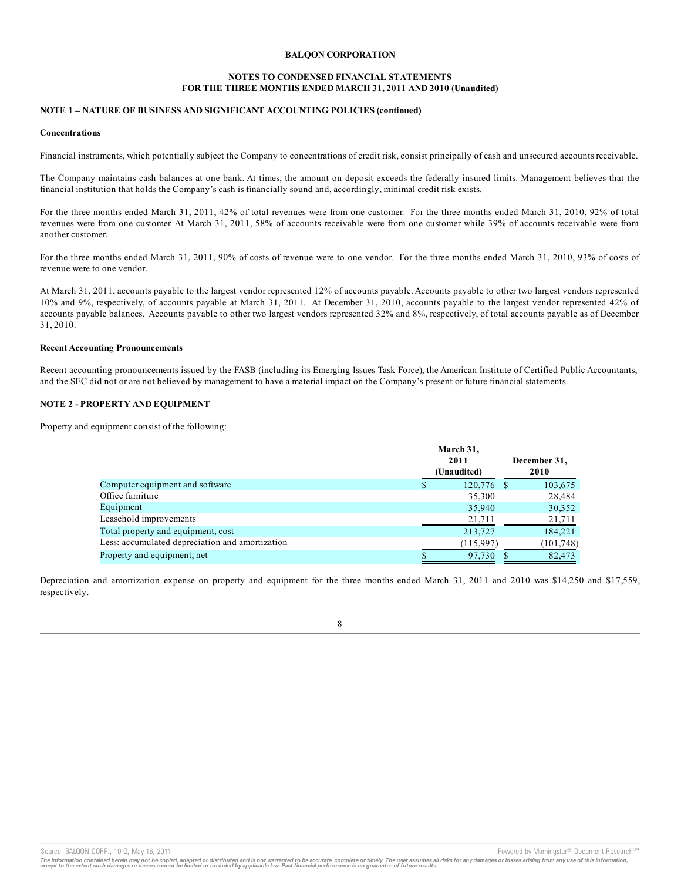**BALQON CORPORATION**

**NOTES TO CONDENSED FINANCIAL STATEMENTS**
**FOR THE THREE MONTHS ENDED MARCH 31, 2011 AND 2010 (Unaudited)**

**NOTE 1 – NATURE OF BUSINESS AND SIGNIFICANT ACCOUNTING POLICIES (continued)**

**Concentrations**

Financial instruments, which potentially subject the Company to concentrations of credit risk, consist principally of cash and unsecured accounts receivable.

The Company maintains cash balances at one bank. At times, the amount on deposit exceeds the federally insured limits. Management believes that the financial institution that holds the Company's cash is financially sound and, accordingly, minimal credit risk exists.

For the three months ended March 31, 2011, 42% of total revenues were from one customer. For the three months ended March 31, 2010, 92% of total revenues were from one customer. At March 31, 2011, 58% of accounts receivable were from one customer while 39% of accounts receivable were from another customer.

For the three months ended March 31, 2011, 90% of costs of revenue were to one vendor. For the three months ended March 31, 2010, 93% of costs of revenue were to one vendor.

At March 31, 2011, accounts payable to the largest vendor represented 12% of accounts payable. Accounts payable to other two largest vendors represented 10% and 9%, respectively, of accounts payable at March 31, 2011. At December 31, 2010, accounts payable to the largest vendor represented 42% of accounts payable balances. Accounts payable to other two largest vendors represented 32% and 8%, respectively, of total accounts payable as of December 31, 2010.

**Recent Accounting Pronouncements**

Recent accounting pronouncements issued by the FASB (including its Emerging Issues Task Force), the American Institute of Certified Public Accountants, and the SEC did not or are not believed by management to have a material impact on the Company's present or future financial statements.

**NOTE 2 - PROPERTY AND EQUIPMENT**

Property and equipment consist of the following:

| | March 31, 2011 (Unaudited) | December 31, 2010 |
|---|---|---|
| Computer equipment and software | $ 120,776 | $ 103,675 |
| Office furniture | 35,300 | 28,484 |
| Equipment | 35,940 | 30,352 |
| Leasehold improvements | 21,711 | 21,711 |
| Total property and equipment, cost | 213,727 | 184,221 |
| Less: accumulated depreciation and amortization | (115,997) | (101,748) |
| Property and equipment, net | $ 97,730 | $ 82,473 |

Depreciation and amortization expense on property and equipment for the three months ended March 31, 2011 and 2010 was $14,250 and $17,559, respectively.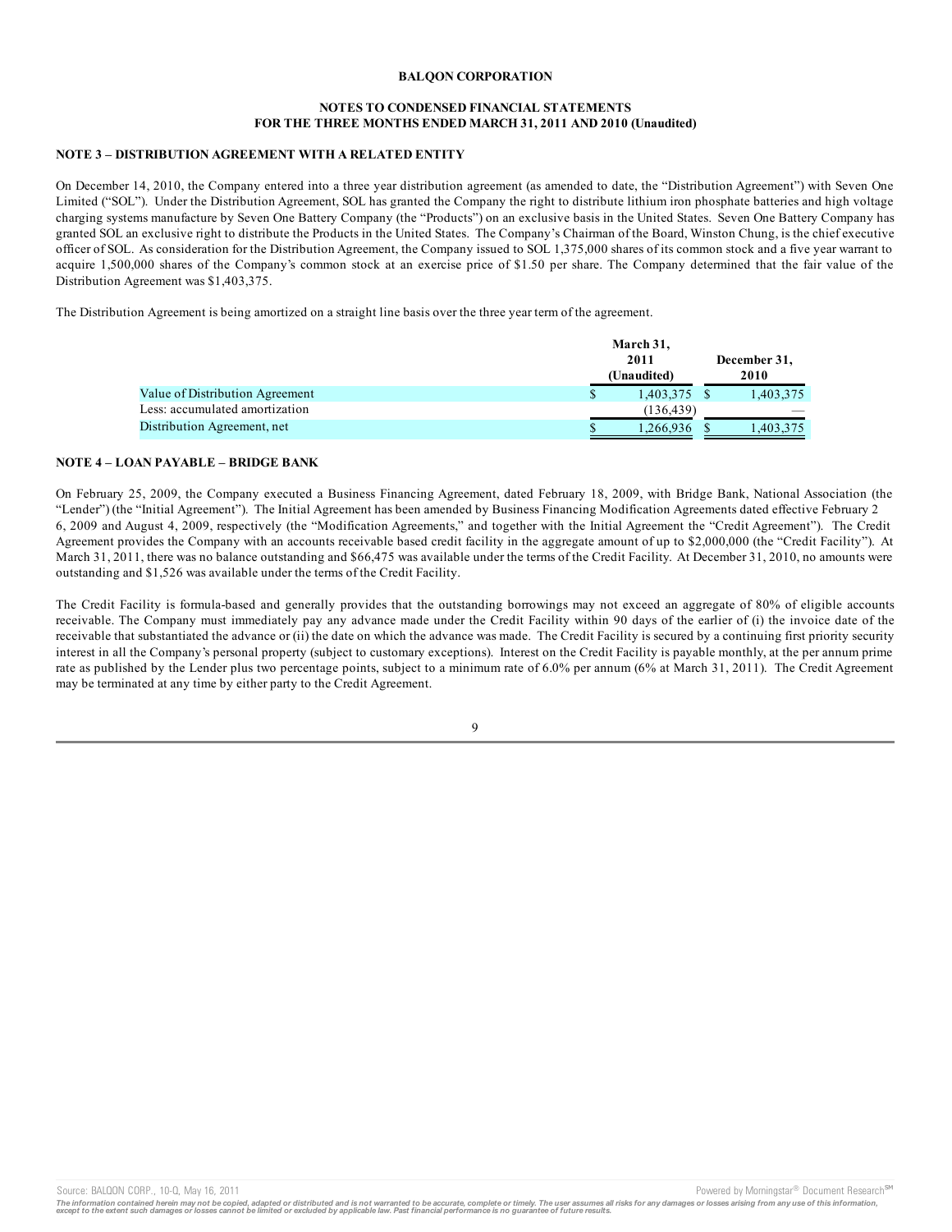**BALQON CORPORATION**

**NOTES TO CONDENSED FINANCIAL STATEMENTS**
**FOR THE THREE MONTHS ENDED MARCH 31, 2011 AND 2010 (Unaudited)**

**NOTE 3 – DISTRIBUTION AGREEMENT WITH A RELATED ENTITY**

On December 14, 2010, the Company entered into a three year distribution agreement (as amended to date, the "Distribution Agreement") with Seven One Limited ("SOL"). Under the Distribution Agreement, SOL has granted the Company the right to distribute lithium iron phosphate batteries and high voltage charging systems manufacture by Seven One Battery Company (the "Products") on an exclusive basis in the United States. Seven One Battery Company has granted SOL an exclusive right to distribute the Products in the United States. The Company's Chairman of the Board, Winston Chung, is the chief executive officer of SOL. As consideration for the Distribution Agreement, the Company issued to SOL 1,375,000 shares of its common stock and a five year warrant to acquire 1,500,000 shares of the Company's common stock at an exercise price of $1.50 per share. The Company determined that the fair value of the Distribution Agreement was $1,403,375.

The Distribution Agreement is being amortized on a straight line basis over the three year term of the agreement.

| | March 31, 2011 (Unaudited) | December 31, 2010 |
|---|---|---|
| Value of Distribution Agreement | $ 1,403,375 | $ 1,403,375 |
| Less: accumulated amortization | (136,439) | — |
| Distribution Agreement, net | $ 1,266,936 | $ 1,403,375 |

**NOTE 4 – LOAN PAYABLE – BRIDGE BANK**

On February 25, 2009, the Company executed a Business Financing Agreement, dated February 18, 2009, with Bridge Bank, National Association (the "Lender") (the "Initial Agreement"). The Initial Agreement has been amended by Business Financing Modification Agreements dated effective February 2 6, 2009 and August 4, 2009, respectively (the "Modification Agreements," and together with the Initial Agreement the "Credit Agreement"). The Credit Agreement provides the Company with an accounts receivable based credit facility in the aggregate amount of up to $2,000,000 (the "Credit Facility"). At March 31, 2011, there was no balance outstanding and $66,475 was available under the terms of the Credit Facility. At December 31, 2010, no amounts were outstanding and $1,526 was available under the terms of the Credit Facility.

The Credit Facility is formula-based and generally provides that the outstanding borrowings may not exceed an aggregate of 80% of eligible accounts receivable. The Company must immediately pay any advance made under the Credit Facility within 90 days of the earlier of (i) the invoice date of the receivable that substantiated the advance or (ii) the date on which the advance was made. The Credit Facility is secured by a continuing first priority security interest in all the Company's personal property (subject to customary exceptions). Interest on the Credit Facility is payable monthly, at the per annum prime rate as published by the Lender plus two percentage points, subject to a minimum rate of 6.0% per annum (6% at March 31, 2011). The Credit Agreement may be terminated at any time by either party to the Credit Agreement.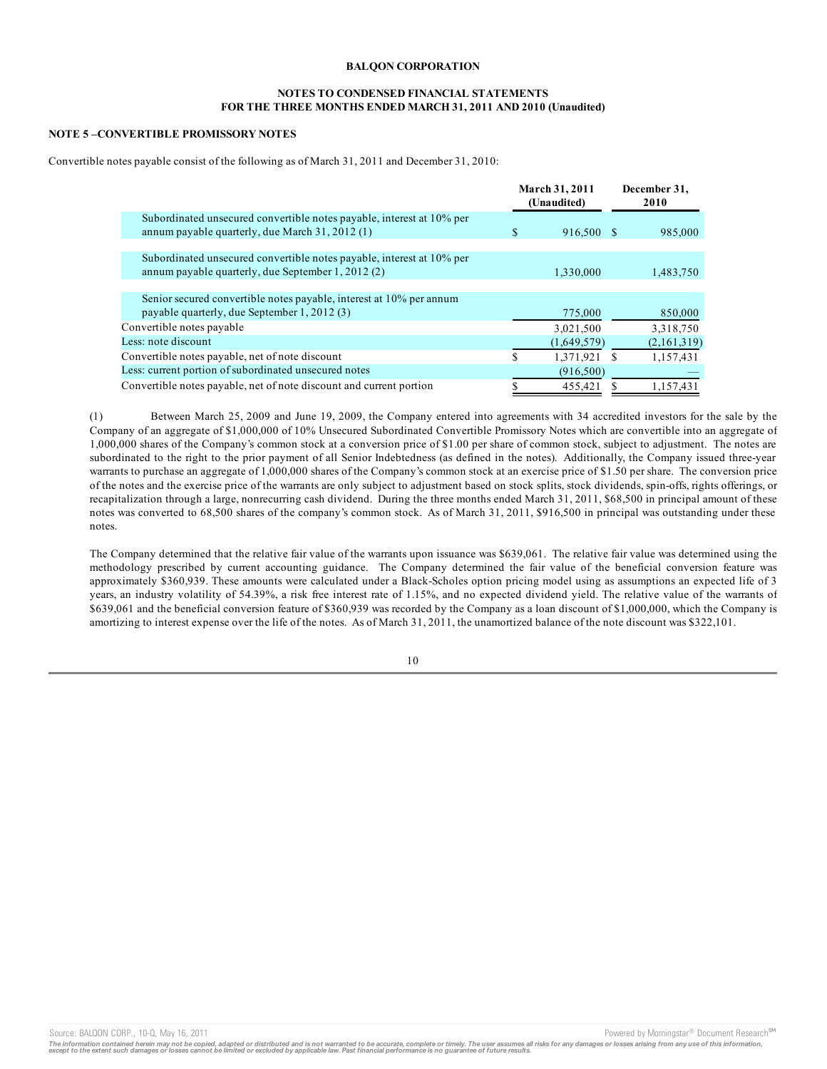**BALQON CORPORATION**

**NOTES TO CONDENSED FINANCIAL STATEMENTS**
**FOR THE THREE MONTHS ENDED MARCH 31, 2011 AND 2010 (Unaudited)**

**NOTE 5 –CONVERTIBLE PROMISSORY NOTES**

Convertible notes payable consist of the following as of March 31, 2011 and December 31, 2010:

| | March 31, 2011 (Unaudited) | December 31, 2010 |
|---|---|---|
| Subordinated unsecured convertible notes payable, interest at 10% per annum payable quarterly, due March 31, 2012 (1) | $ 916,500 | $ 985,000 |
| Subordinated unsecured convertible notes payable, interest at 10% per annum payable quarterly, due September 1, 2012 (2) | 1,330,000 | 1,483,750 |
| Senior secured convertible notes payable, interest at 10% per annum payable quarterly, due September 1, 2012 (3) | 775,000 | 850,000 |
| Convertible notes payable | 3,021,500 | 3,318,750 |
| Less: note discount | (1,649,579) | (2,161,319) |
| Convertible notes payable, net of note discount | $ 1,371,921 | $ 1,157,431 |
| Less: current portion of subordinated unsecured notes | (916,500) | — |
| Convertible notes payable, net of note discount and current portion | $ 455,421 | $ 1,157,431 |

(1) Between March 25, 2009 and June 19, 2009, the Company entered into agreements with 34 accredited investors for the sale by the Company of an aggregate of $1,000,000 of 10% Unsecured Subordinated Convertible Promissory Notes which are convertible into an aggregate of 1,000,000 shares of the Company's common stock at a conversion price of $1.00 per share of common stock, subject to adjustment. The notes are subordinated to the right to the prior payment of all Senior Indebtedness (as defined in the notes). Additionally, the Company issued three-year warrants to purchase an aggregate of 1,000,000 shares of the Company's common stock at an exercise price of $1.50 per share. The conversion price of the notes and the exercise price of the warrants are only subject to adjustment based on stock splits, stock dividends, spin-offs, rights offerings, or recapitalization through a large, nonrecurring cash dividend. During the three months ended March 31, 2011, $68,500 in principal amount of these notes was converted to 68,500 shares of the company's common stock. As of March 31, 2011, $916,500 in principal was outstanding under these notes.

The Company determined that the relative fair value of the warrants upon issuance was $639,061. The relative fair value was determined using the methodology prescribed by current accounting guidance. The Company determined the fair value of the beneficial conversion feature was approximately $360,939. These amounts were calculated under a Black-Scholes option pricing model using as assumptions an expected life of 3 years, an industry volatility of 54.39%, a risk free interest rate of 1.15%, and no expected dividend yield. The relative value of the warrants of $639,061 and the beneficial conversion feature of $360,939 was recorded by the Company as a loan discount of $1,000,000, which the Company is amortizing to interest expense over the life of the notes. As of March 31, 2011, the unamortized balance of the note discount was $322,101.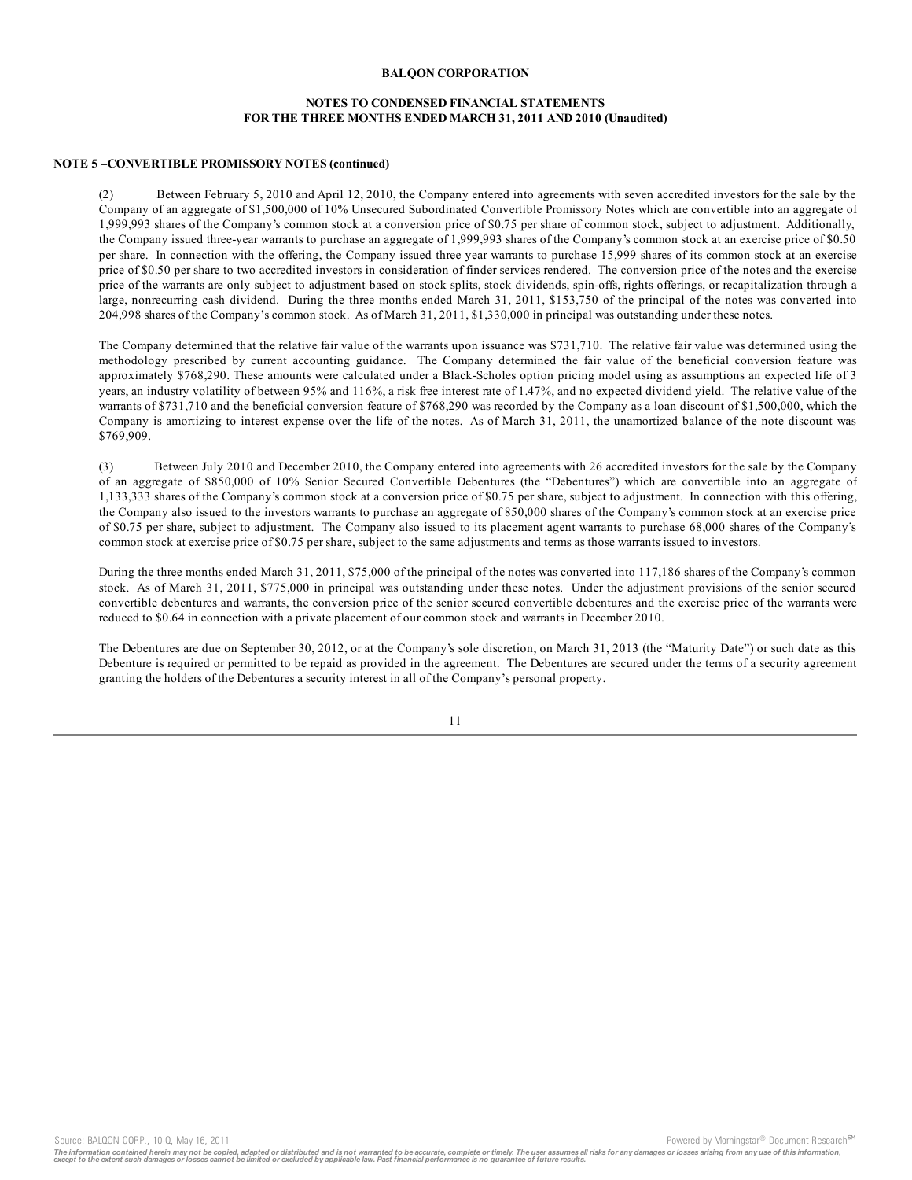**BALQON CORPORATION**

**NOTES TO CONDENSED FINANCIAL STATEMENTS**
**FOR THE THREE MONTHS ENDED MARCH 31, 2011 AND 2010 (Unaudited)**

**NOTE 5 –CONVERTIBLE PROMISSORY NOTES (continued)**

(2) Between February 5, 2010 and April 12, 2010, the Company entered into agreements with seven accredited investors for the sale by the Company of an aggregate of $1,500,000 of 10% Unsecured Subordinated Convertible Promissory Notes which are convertible into an aggregate of 1,999,993 shares of the Company's common stock at a conversion price of $0.75 per share of common stock, subject to adjustment. Additionally, the Company issued three-year warrants to purchase an aggregate of 1,999,993 shares of the Company's common stock at an exercise price of $0.50 per share. In connection with the offering, the Company issued three year warrants to purchase 15,999 shares of its common stock at an exercise price of $0.50 per share to two accredited investors in consideration of finder services rendered. The conversion price of the notes and the exercise price of the warrants are only subject to adjustment based on stock splits, stock dividends, spin-offs, rights offerings, or recapitalization through a large, nonrecurring cash dividend. During the three months ended March 31, 2011, $153,750 of the principal of the notes was converted into 204,998 shares of the Company's common stock. As of March 31, 2011, $1,330,000 in principal was outstanding under these notes.

The Company determined that the relative fair value of the warrants upon issuance was $731,710. The relative fair value was determined using the methodology prescribed by current accounting guidance. The Company determined the fair value of the beneficial conversion feature was approximately $768,290. These amounts were calculated under a Black-Scholes option pricing model using as assumptions an expected life of 3 years, an industry volatility of between 95% and 116%, a risk free interest rate of 1.47%, and no expected dividend yield. The relative value of the warrants of $731,710 and the beneficial conversion feature of $768,290 was recorded by the Company as a loan discount of $1,500,000, which the Company is amortizing to interest expense over the life of the notes. As of March 31, 2011, the unamortized balance of the note discount was $769,909.

(3) Between July 2010 and December 2010, the Company entered into agreements with 26 accredited investors for the sale by the Company of an aggregate of $850,000 of 10% Senior Secured Convertible Debentures (the "Debentures") which are convertible into an aggregate of 1,133,333 shares of the Company's common stock at a conversion price of $0.75 per share, subject to adjustment. In connection with this offering, the Company also issued to the investors warrants to purchase an aggregate of 850,000 shares of the Company's common stock at an exercise price of $0.75 per share, subject to adjustment. The Company also issued to its placement agent warrants to purchase 68,000 shares of the Company's common stock at exercise price of $0.75 per share, subject to the same adjustments and terms as those warrants issued to investors.

During the three months ended March 31, 2011, $75,000 of the principal of the notes was converted into 117,186 shares of the Company's common stock. As of March 31, 2011, $775,000 in principal was outstanding under these notes. Under the adjustment provisions of the senior secured convertible debentures and warrants, the conversion price of the senior secured convertible debentures and the exercise price of the warrants were reduced to $0.64 in connection with a private placement of our common stock and warrants in December 2010.

The Debentures are due on September 30, 2012, or at the Company's sole discretion, on March 31, 2013 (the "Maturity Date") or such date as this Debenture is required or permitted to be repaid as provided in the agreement. The Debentures are secured under the terms of a security agreement granting the holders of the Debentures a security interest in all of the Company's personal property.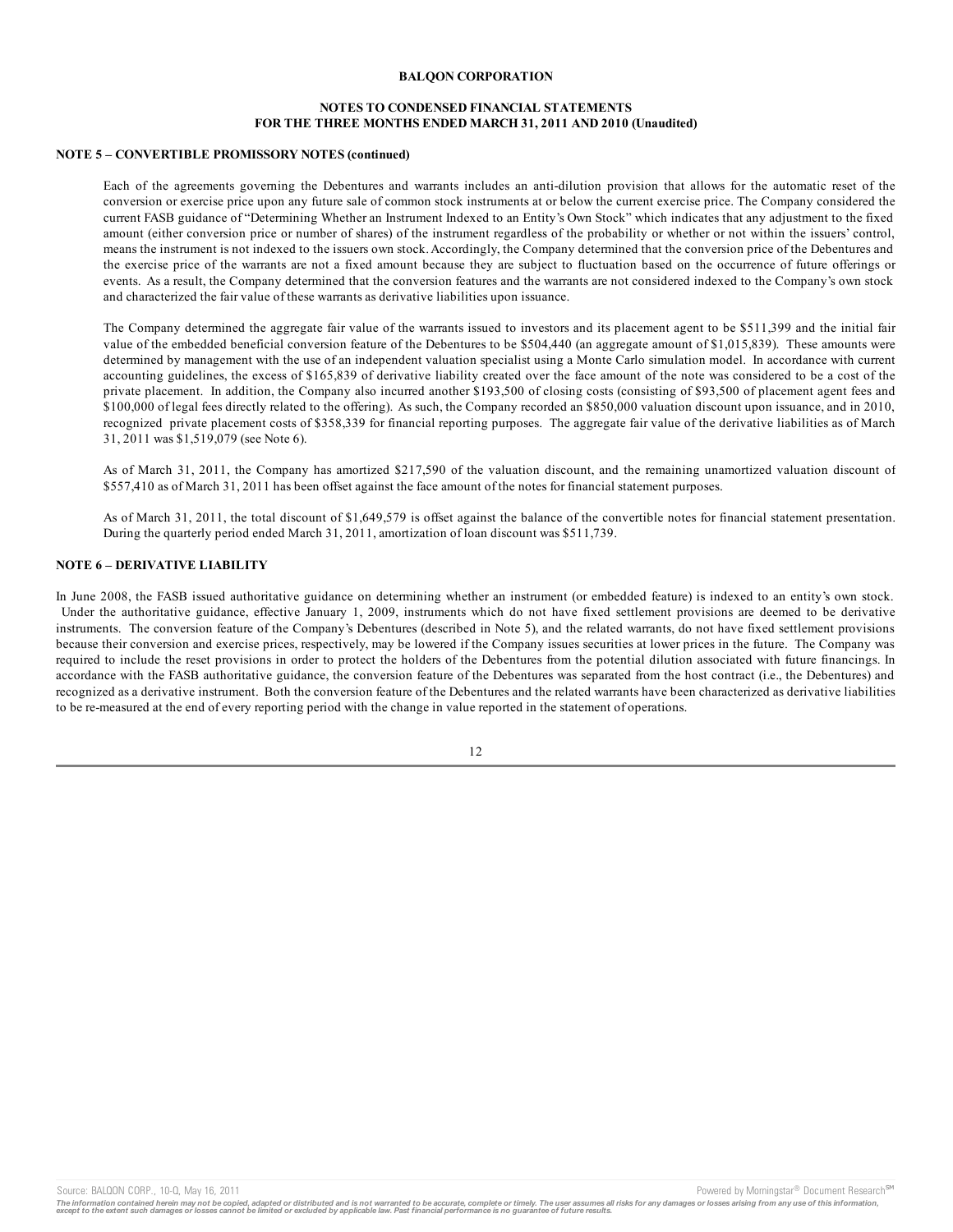## NOTE 5 – CONVERTIBLE PROMISSORY NOTES (continued)

Each of the agreements governing the Debentures and warrants includes an anti-dilution provision that allows for the automatic reset of the conversion or exercise price upon any future sale of common stock instruments at or below the current exercise price. The Company considered the current FASB guidance of "Determining Whether an Instrument Indexed to an Entity's Own Stock" which indicates that any adjustment to the fixed amount (either conversion price or number of shares) of the instrument regardless of the probability or whether or not within the issuers' control, means the instrument is not indexed to the issuers own stock. Accordingly, the Company determined that the conversion price of the Debentures and the exercise price of the warrants are not a fixed amount because they are subject to fluctuation based on the occurrence of future offerings or events. As a result, the Company determined that the conversion features and the warrants are not considered indexed to the Company's own stock and characterized the fair value of these warrants as derivative liabilities upon issuance.

The Company determined the aggregate fair value of the warrants issued to investors and its placement agent to be $511,399 and the initial fair value of the embedded beneficial conversion feature of the Debentures to be $504,440 (an aggregate amount of $1,015,839). These amounts were determined by management with the use of an independent valuation specialist using a Monte Carlo simulation model. In accordance with current accounting guidelines, the excess of $165,839 of derivative liability created over the face amount of the note was considered to be a cost of the private placement. In addition, the Company also incurred another $193,500 of closing costs (consisting of $93,500 of placement agent fees and $100,000 of legal fees directly related to the offering). As such, the Company recorded an $850,000 valuation discount upon issuance, and in 2010, recognized private placement costs of $358,339 for financial reporting purposes. The aggregate fair value of the derivative liabilities as of March 31, 2011 was $1,519,079 (see Note 6).

As of March 31, 2011, the Company has amortized $217,590 of the valuation discount, and the remaining unamortized valuation discount of $557,410 as of March 31, 2011 has been offset against the face amount of the notes for financial statement purposes.

As of March 31, 2011, the total discount of $1,649,579 is offset against the balance of the convertible notes for financial statement presentation. During the quarterly period ended March 31, 2011, amortization of loan discount was $511,739.

## NOTE 6 – DERIVATIVE LIABILITY

In June 2008, the FASB issued authoritative guidance on determining whether an instrument (or embedded feature) is indexed to an entity's own stock. Under the authoritative guidance, effective January 1, 2009, instruments which do not have fixed settlement provisions are deemed to be derivative instruments. The conversion feature of the Company's Debentures (described in Note 5), and the related warrants, do not have fixed settlement provisions because their conversion and exercise prices, respectively, may be lowered if the Company issues securities at lower prices in the future. The Company was required to include the reset provisions in order to protect the holders of the Debentures from the potential dilution associated with future financings. In accordance with the FASB authoritative guidance, the conversion feature of the Debentures was separated from the host contract (i.e., the Debentures) and recognized as a derivative instrument. Both the conversion feature of the Debentures and the related warrants have been characterized as derivative liabilities to be re-measured at the end of every reporting period with the change in value reported in the statement of operations.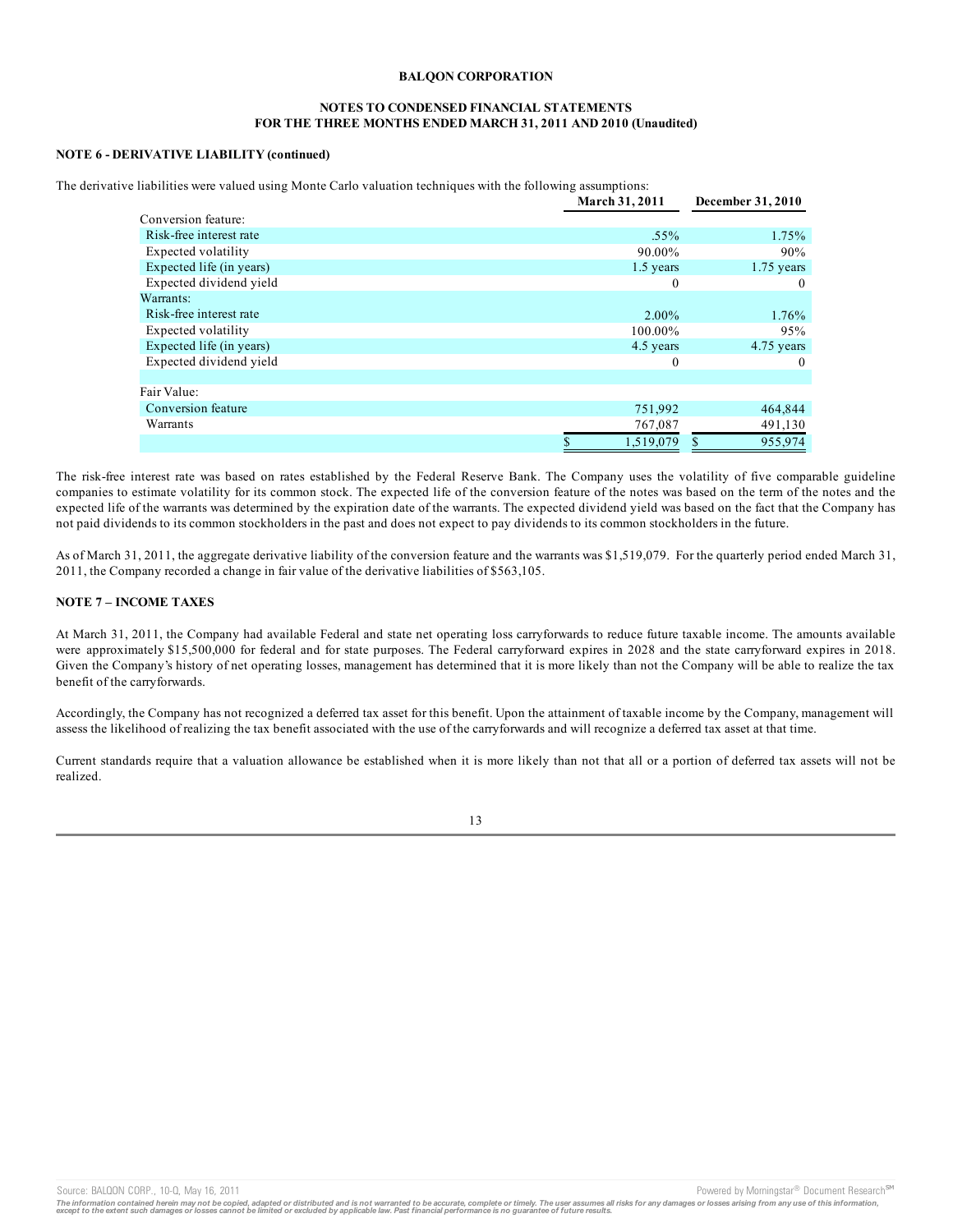**BALQON CORPORATION**

**NOTES TO CONDENSED FINANCIAL STATEMENTS**
**FOR THE THREE MONTHS ENDED MARCH 31, 2011 AND 2010 (Unaudited)**

**NOTE 6 - DERIVATIVE LIABILITY (continued)**

The derivative liabilities were valued using Monte Carlo valuation techniques with the following assumptions:

| | March 31, 2011 | December 31, 2010 |
|---|---|---|
| Conversion feature: | | |
| Risk-free interest rate | .55% | 1.75% |
| Expected volatility | 90.00% | 90% |
| Expected life (in years) | 1.5 years | 1.75 years |
| Expected dividend yield | 0 | 0 |
| Warrants: | | |
| Risk-free interest rate | 2.00% | 1.76% |
| Expected volatility | 100.00% | 95% |
| Expected life (in years) | 4.5 years | 4.75 years |
| Expected dividend yield | 0 | 0 |
| | | |
| Fair Value: | | |
| Conversion feature | 751,992 | 464,844 |
| Warrants | 767,087 | 491,130 |
| | $ 1,519,079 | $ 955,974 |

The risk-free interest rate was based on rates established by the Federal Reserve Bank. The Company uses the volatility of five comparable guideline companies to estimate volatility for its common stock. The expected life of the conversion feature of the notes was based on the term of the notes and the expected life of the warrants was determined by the expiration date of the warrants. The expected dividend yield was based on the fact that the Company has not paid dividends to its common stockholders in the past and does not expect to pay dividends to its common stockholders in the future.

As of March 31, 2011, the aggregate derivative liability of the conversion feature and the warrants was $1,519,079. For the quarterly period ended March 31, 2011, the Company recorded a change in fair value of the derivative liabilities of $563,105.

**NOTE 7 – INCOME TAXES**

At March 31, 2011, the Company had available Federal and state net operating loss carryforwards to reduce future taxable income. The amounts available were approximately $15,500,000 for federal and for state purposes. The Federal carryforward expires in 2028 and the state carryforward expires in 2018. Given the Company's history of net operating losses, management has determined that it is more likely than not the Company will be able to realize the tax benefit of the carryforwards.

Accordingly, the Company has not recognized a deferred tax asset for this benefit. Upon the attainment of taxable income by the Company, management will assess the likelihood of realizing the tax benefit associated with the use of the carryforwards and will recognize a deferred tax asset at that time.

Current standards require that a valuation allowance be established when it is more likely than not that all or a portion of deferred tax assets will not be realized.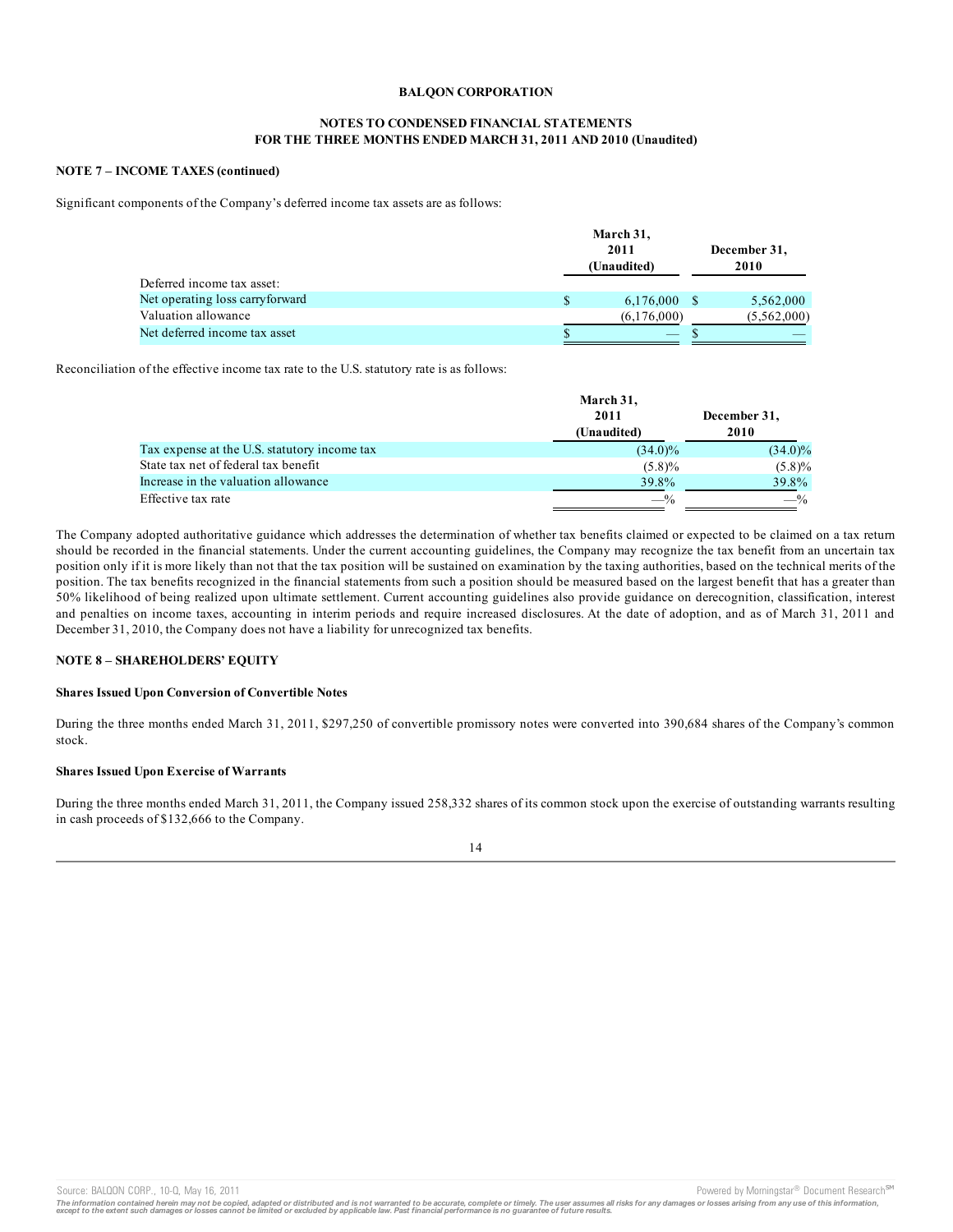**BALQON CORPORATION**

**NOTES TO CONDENSED FINANCIAL STATEMENTS**
**FOR THE THREE MONTHS ENDED MARCH 31, 2011 AND 2010 (Unaudited)**

**NOTE 7 – INCOME TAXES (continued)**

Significant components of the Company's deferred income tax assets are as follows:

| | March 31, 2011 (Unaudited) | December 31, 2010 |
|---|---|---|
| Deferred income tax asset: | | |
| Net operating loss carryforward | $ 6,176,000 | $ 5,562,000 |
| Valuation allowance | (6,176,000) | (5,562,000) |
| Net deferred income tax asset | $ — | $ — |

Reconciliation of the effective income tax rate to the U.S. statutory rate is as follows:

| | March 31, 2011 (Unaudited) | December 31, 2010 |
|---|---|---|
| Tax expense at the U.S. statutory income tax | (34.0)% | (34.0)% |
| State tax net of federal tax benefit | (5.8)% | (5.8)% |
| Increase in the valuation allowance | 39.8% | 39.8% |
| Effective tax rate | —% | —% |

The Company adopted authoritative guidance which addresses the determination of whether tax benefits claimed or expected to be claimed on a tax return should be recorded in the financial statements. Under the current accounting guidelines, the Company may recognize the tax benefit from an uncertain tax position only if it is more likely than not that the tax position will be sustained on examination by the taxing authorities, based on the technical merits of the position. The tax benefits recognized in the financial statements from such a position should be measured based on the largest benefit that has a greater than 50% likelihood of being realized upon ultimate settlement. Current accounting guidelines also provide guidance on derecognition, classification, interest and penalties on income taxes, accounting in interim periods and require increased disclosures. At the date of adoption, and as of March 31, 2011 and December 31, 2010, the Company does not have a liability for unrecognized tax benefits.

**NOTE 8 – SHAREHOLDERS' EQUITY**

**Shares Issued Upon Conversion of Convertible Notes**

During the three months ended March 31, 2011, $297,250 of convertible promissory notes were converted into 390,684 shares of the Company's common stock.

**Shares Issued Upon Exercise of Warrants**

During the three months ended March 31, 2011, the Company issued 258,332 shares of its common stock upon the exercise of outstanding warrants resulting in cash proceeds of $132,666 to the Company.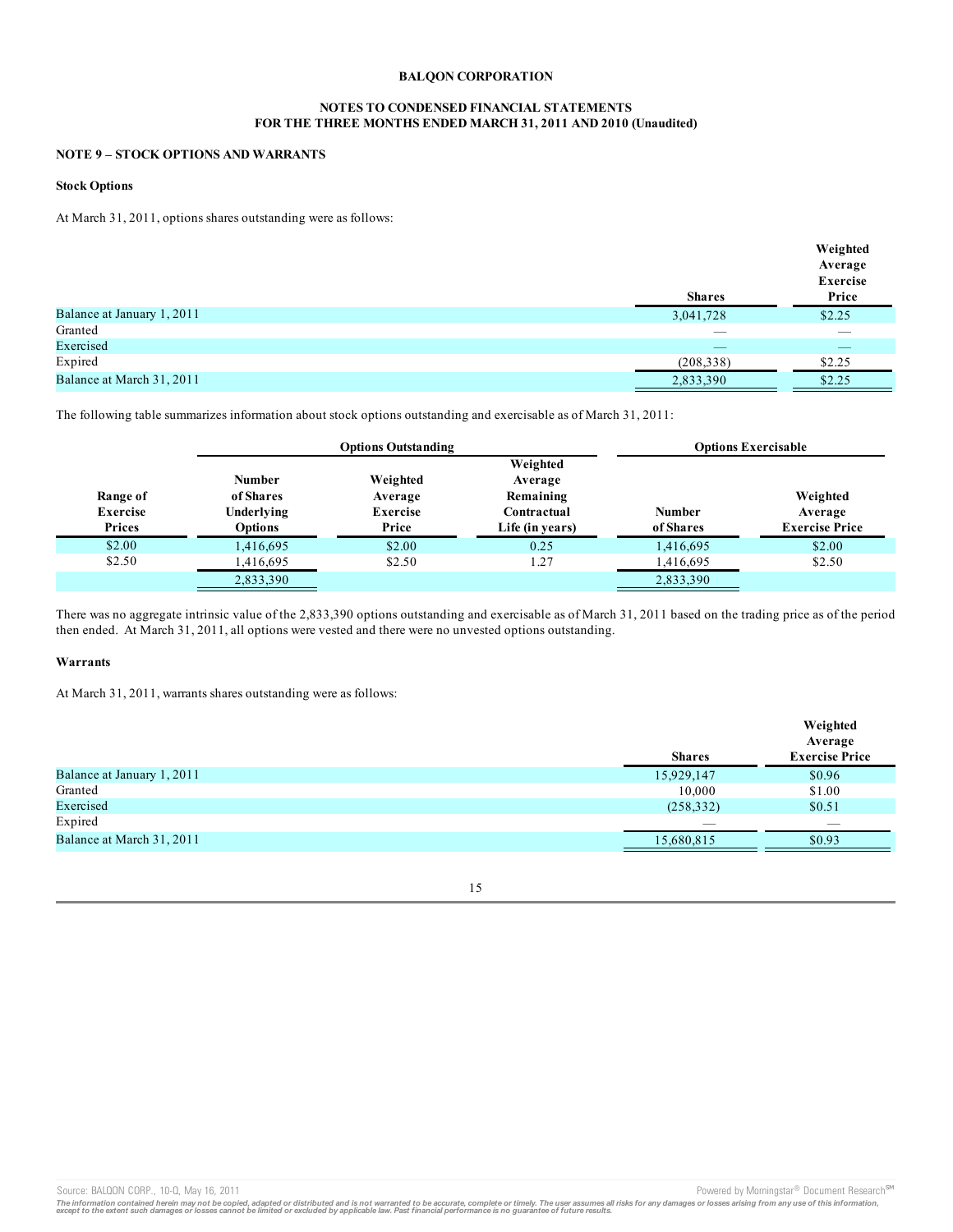**BALQON CORPORATION**

**NOTES TO CONDENSED FINANCIAL STATEMENTS**
**FOR THE THREE MONTHS ENDED MARCH 31, 2011 AND 2010 (Unaudited)**

**NOTE 9 – STOCK OPTIONS AND WARRANTS**

**Stock Options**

At March 31, 2011, options shares outstanding were as follows:

| | Shares | Weighted Average Exercise Price |
|---|---|---|
| Balance at January 1, 2011 | 3,041,728 | $2.25 |
| Granted | — | — |
| Exercised | — | — |
| Expired | (208,338) | $2.25 |
| Balance at March 31, 2011 | 2,833,390 | $2.25 |

The following table summarizes information about stock options outstanding and exercisable as of March 31, 2011:

| | Options Outstanding | | | Options Exercisable | |
|---|---|---|---|---|---|
| Range of Exercise Prices | Number of Shares Underlying Options | Weighted Average Exercise Price | Weighted Average Remaining Contractual Life (in years) | Number of Shares | Weighted Average Exercise Price |
| $2.00 | 1,416,695 | $2.00 | 0.25 | 1,416,695 | $2.00 |
| $2.50 | 1,416,695 | $2.50 | 1.27 | 1,416,695 | $2.50 |
| | 2,833,390 | | | 2,833,390 | |

There was no aggregate intrinsic value of the 2,833,390 options outstanding and exercisable as of March 31, 2011 based on the trading price as of the period then ended. At March 31, 2011, all options were vested and there were no unvested options outstanding.

**Warrants**

At March 31, 2011, warrants shares outstanding were as follows:

| | Shares | Weighted Average Exercise Price |
|---|---|---|
| Balance at January 1, 2011 | 15,929,147 | $0.96 |
| Granted | 10,000 | $1.00 |
| Exercised | (258,332) | $0.51 |
| Expired | — | — |
| Balance at March 31, 2011 | 15,680,815 | $0.93 |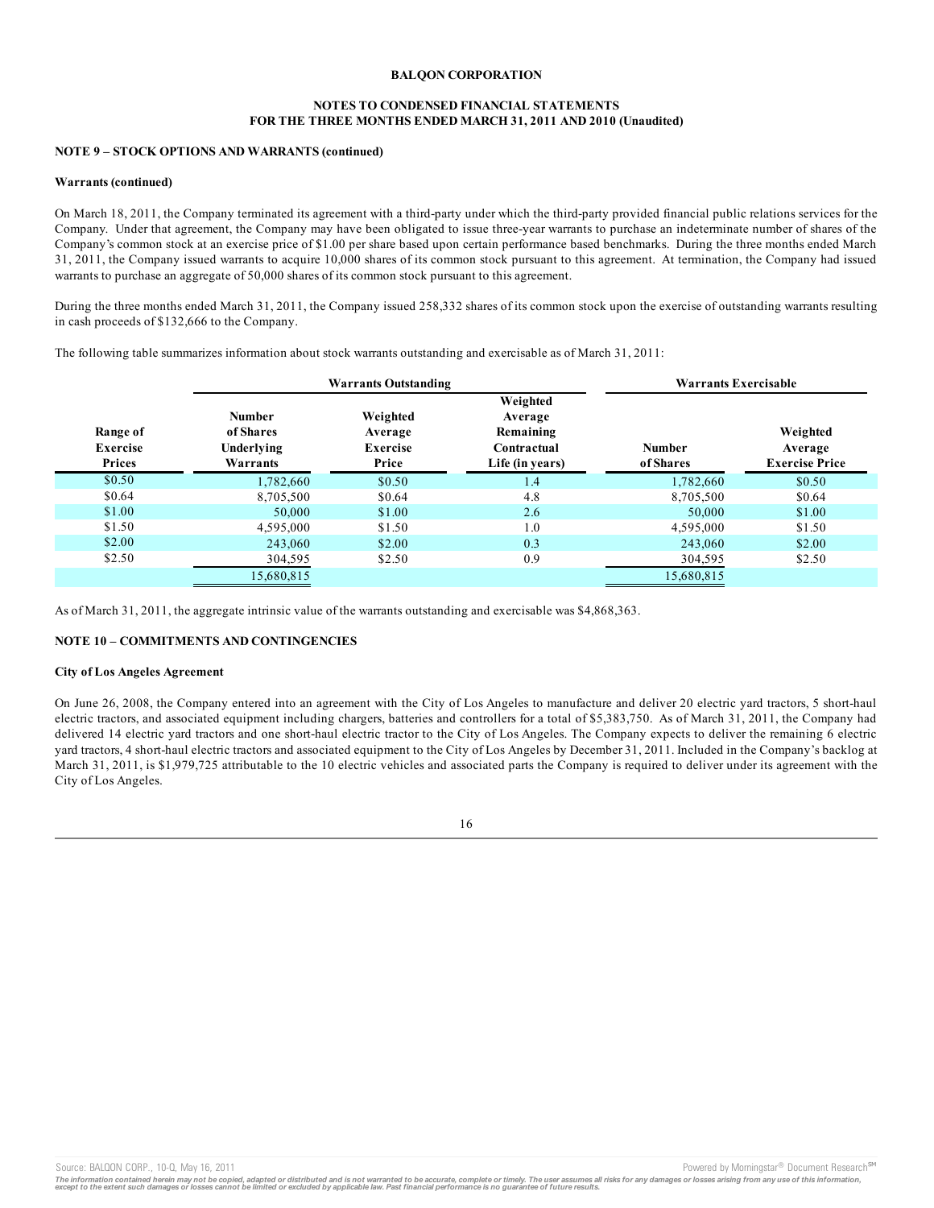**BALQON CORPORATION**

**NOTES TO CONDENSED FINANCIAL STATEMENTS**
**FOR THE THREE MONTHS ENDED MARCH 31, 2011 AND 2010 (Unaudited)**

**NOTE 9 – STOCK OPTIONS AND WARRANTS (continued)**

**Warrants (continued)**

On March 18, 2011, the Company terminated its agreement with a third-party under which the third-party provided financial public relations services for the Company. Under that agreement, the Company may have been obligated to issue three-year warrants to purchase an indeterminate number of shares of the Company's common stock at an exercise price of $1.00 per share based upon certain performance based benchmarks. During the three months ended March 31, 2011, the Company issued warrants to acquire 10,000 shares of its common stock pursuant to this agreement. At termination, the Company had issued warrants to purchase an aggregate of 50,000 shares of its common stock pursuant to this agreement.

During the three months ended March 31, 2011, the Company issued 258,332 shares of its common stock upon the exercise of outstanding warrants resulting in cash proceeds of $132,666 to the Company.

The following table summarizes information about stock warrants outstanding and exercisable as of March 31, 2011:

| | Warrants Outstanding | | | Warrants Exercisable | |
|---|---|---|---|---|---|
| Range of Exercise Prices | Number of Shares Underlying Warrants | Weighted Average Exercise Price | Weighted Average Remaining Contractual Life (in years) | Number of Shares | Weighted Average Exercise Price |
| $0.50 | 1,782,660 | $0.50 | 1.4 | 1,782,660 | $0.50 |
| $0.64 | 8,705,500 | $0.64 | 4.8 | 8,705,500 | $0.64 |
| $1.00 | 50,000 | $1.00 | 2.6 | 50,000 | $1.00 |
| $1.50 | 4,595,000 | $1.50 | 1.0 | 4,595,000 | $1.50 |
| $2.00 | 243,060 | $2.00 | 0.3 | 243,060 | $2.00 |
| $2.50 | 304,595 | $2.50 | 0.9 | 304,595 | $2.50 |
| | 15,680,815 | | | 15,680,815 | |

As of March 31, 2011, the aggregate intrinsic value of the warrants outstanding and exercisable was $4,868,363.

**NOTE 10 – COMMITMENTS AND CONTINGENCIES**

**City of Los Angeles Agreement**

On June 26, 2008, the Company entered into an agreement with the City of Los Angeles to manufacture and deliver 20 electric yard tractors, 5 short-haul electric tractors, and associated equipment including chargers, batteries and controllers for a total of $5,383,750. As of March 31, 2011, the Company had delivered 14 electric yard tractors and one short-haul electric tractor to the City of Los Angeles. The Company expects to deliver the remaining 6 electric yard tractors, 4 short-haul electric tractors and associated equipment to the City of Los Angeles by December 31, 2011. Included in the Company's backlog at March 31, 2011, is $1,979,725 attributable to the 10 electric vehicles and associated parts the Company is required to deliver under its agreement with the City of Los Angeles.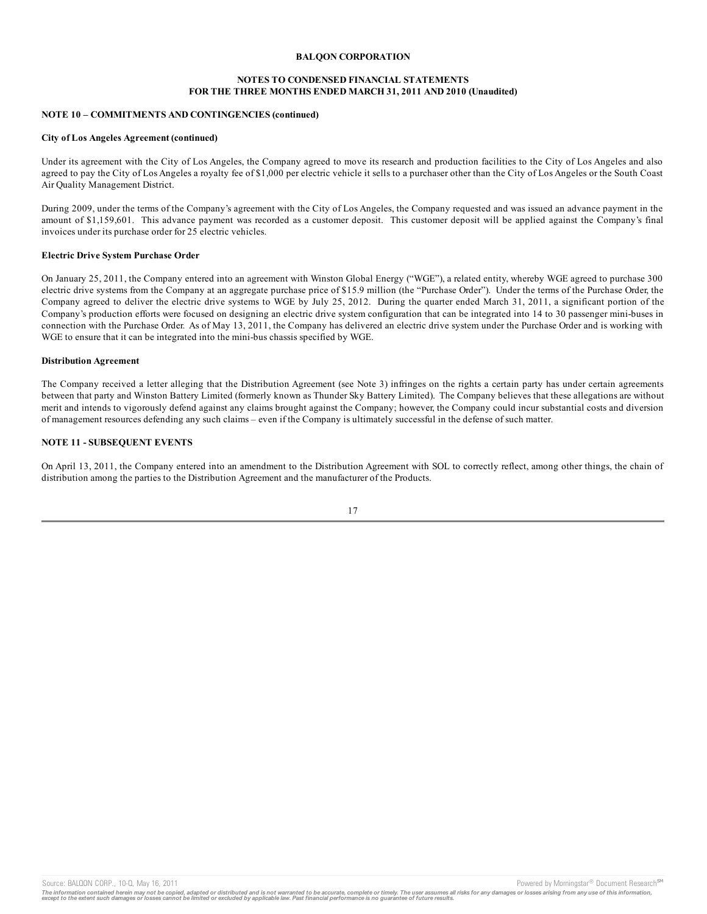**BALQON CORPORATION**

**NOTES TO CONDENSED FINANCIAL STATEMENTS**
**FOR THE THREE MONTHS ENDED MARCH 31, 2011 AND 2010 (Unaudited)**

**NOTE 10 – COMMITMENTS AND CONTINGENCIES (continued)**

**City of Los Angeles Agreement (continued)**

Under its agreement with the City of Los Angeles, the Company agreed to move its research and production facilities to the City of Los Angeles and also agreed to pay the City of Los Angeles a royalty fee of $1,000 per electric vehicle it sells to a purchaser other than the City of Los Angeles or the South Coast Air Quality Management District.

During 2009, under the terms of the Company's agreement with the City of Los Angeles, the Company requested and was issued an advance payment in the amount of $1,159,601. This advance payment was recorded as a customer deposit. This customer deposit will be applied against the Company's final invoices under its purchase order for 25 electric vehicles.

**Electric Drive System Purchase Order**

On January 25, 2011, the Company entered into an agreement with Winston Global Energy ("WGE"), a related entity, whereby WGE agreed to purchase 300 electric drive systems from the Company at an aggregate purchase price of $15.9 million (the "Purchase Order"). Under the terms of the Purchase Order, the Company agreed to deliver the electric drive systems to WGE by July 25, 2012. During the quarter ended March 31, 2011, a significant portion of the Company's production efforts were focused on designing an electric drive system configuration that can be integrated into 14 to 30 passenger mini-buses in connection with the Purchase Order. As of May 13, 2011, the Company has delivered an electric drive system under the Purchase Order and is working with WGE to ensure that it can be integrated into the mini-bus chassis specified by WGE.

**Distribution Agreement**

The Company received a letter alleging that the Distribution Agreement (see Note 3) infringes on the rights a certain party has under certain agreements between that party and Winston Battery Limited (formerly known as Thunder Sky Battery Limited). The Company believes that these allegations are without merit and intends to vigorously defend against any claims brought against the Company; however, the Company could incur substantial costs and diversion of management resources defending any such claims – even if the Company is ultimately successful in the defense of such matter.

**NOTE 11 - SUBSEQUENT EVENTS**

On April 13, 2011, the Company entered into an amendment to the Distribution Agreement with SOL to correctly reflect, among other things, the chain of distribution among the parties to the Distribution Agreement and the manufacturer of the Products.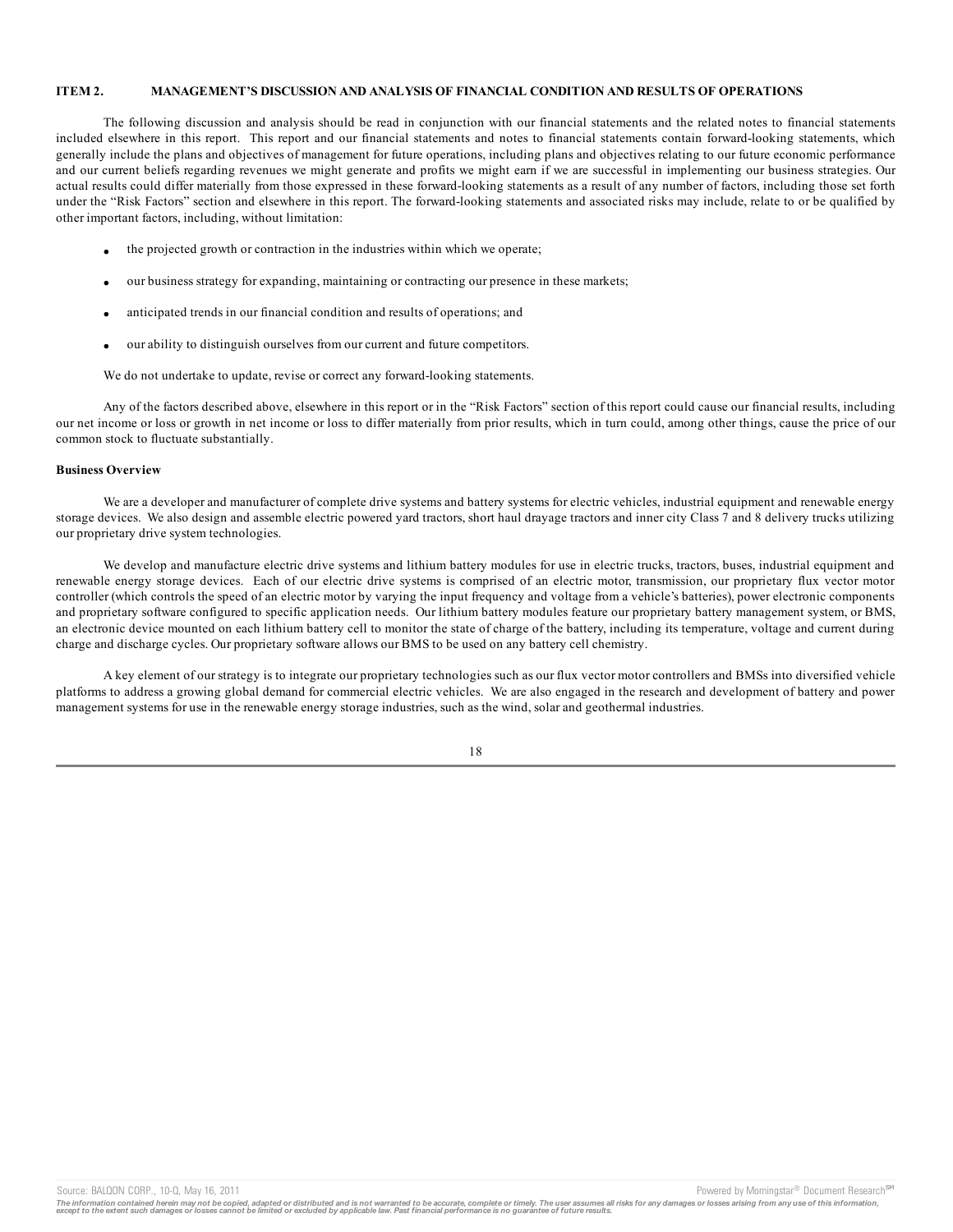## ITEM 2. MANAGEMENT'S DISCUSSION AND ANALYSIS OF FINANCIAL CONDITION AND RESULTS OF OPERATIONS

The following discussion and analysis should be read in conjunction with our financial statements and the related notes to financial statements included elsewhere in this report. This report and our financial statements and notes to financial statements contain forward-looking statements, which generally include the plans and objectives of management for future operations, including plans and objectives relating to our future economic performance and our current beliefs regarding revenues we might generate and profits we might earn if we are successful in implementing our business strategies. Our actual results could differ materially from those expressed in these forward-looking statements as a result of any number of factors, including those set forth under the "Risk Factors" section and elsewhere in this report. The forward-looking statements and associated risks may include, relate to or be qualified by other important factors, including, without limitation:

- the projected growth or contraction in the industries within which we operate;
- our business strategy for expanding, maintaining or contracting our presence in these markets;
- anticipated trends in our financial condition and results of operations; and
- our ability to distinguish ourselves from our current and future competitors.

We do not undertake to update, revise or correct any forward-looking statements.

Any of the factors described above, elsewhere in this report or in the "Risk Factors" section of this report could cause our financial results, including our net income or loss or growth in net income or loss to differ materially from prior results, which in turn could, among other things, cause the price of our common stock to fluctuate substantially.

**Business Overview**

We are a developer and manufacturer of complete drive systems and battery systems for electric vehicles, industrial equipment and renewable energy storage devices. We also design and assemble electric powered yard tractors, short haul drayage tractors and inner city Class 7 and 8 delivery trucks utilizing our proprietary drive system technologies.

We develop and manufacture electric drive systems and lithium battery modules for use in electric trucks, tractors, buses, industrial equipment and renewable energy storage devices. Each of our electric drive systems is comprised of an electric motor, transmission, our proprietary flux vector motor controller (which controls the speed of an electric motor by varying the input frequency and voltage from a vehicle's batteries), power electronic components and proprietary software configured to specific application needs. Our lithium battery modules feature our proprietary battery management system, or BMS, an electronic device mounted on each lithium battery cell to monitor the state of charge of the battery, including its temperature, voltage and current during charge and discharge cycles. Our proprietary software allows our BMS to be used on any battery cell chemistry.

A key element of our strategy is to integrate our proprietary technologies such as our flux vector motor controllers and BMSs into diversified vehicle platforms to address a growing global demand for commercial electric vehicles. We are also engaged in the research and development of battery and power management systems for use in the renewable energy storage industries, such as the wind, solar and geothermal industries.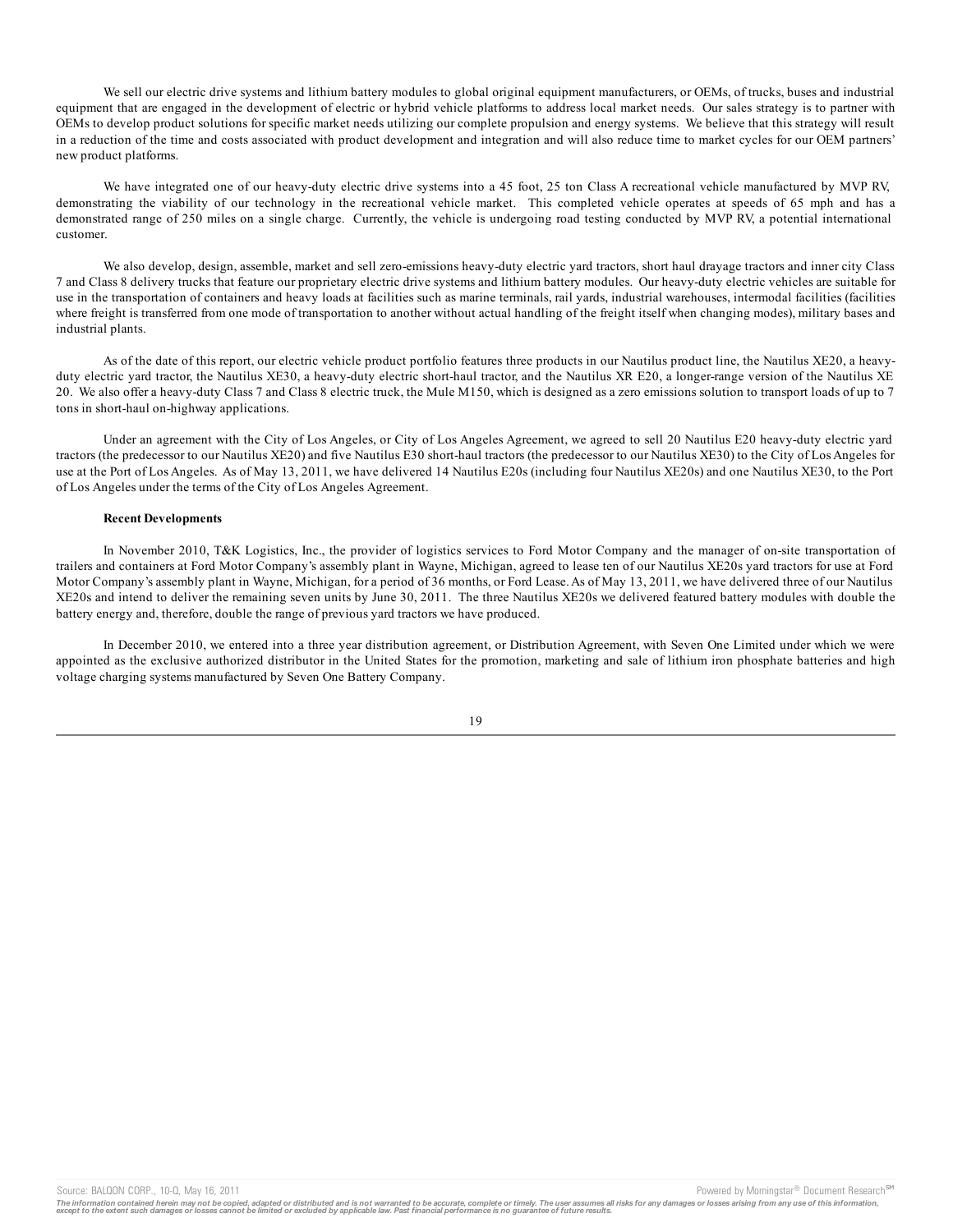We sell our electric drive systems and lithium battery modules to global original equipment manufacturers, or OEMs, of trucks, buses and industrial equipment that are engaged in the development of electric or hybrid vehicle platforms to address local market needs. Our sales strategy is to partner with OEMs to develop product solutions for specific market needs utilizing our complete propulsion and energy systems. We believe that this strategy will result in a reduction of the time and costs associated with product development and integration and will also reduce time to market cycles for our OEM partners' new product platforms.

We have integrated one of our heavy-duty electric drive systems into a 45 foot, 25 ton Class A recreational vehicle manufactured by MVP RV, demonstrating the viability of our technology in the recreational vehicle market. This completed vehicle operates at speeds of 65 mph and has a demonstrated range of 250 miles on a single charge. Currently, the vehicle is undergoing road testing conducted by MVP RV, a potential international customer.

We also develop, design, assemble, market and sell zero-emissions heavy-duty electric yard tractors, short haul drayage tractors and inner city Class 7 and Class 8 delivery trucks that feature our proprietary electric drive systems and lithium battery modules. Our heavy-duty electric vehicles are suitable for use in the transportation of containers and heavy loads at facilities such as marine terminals, rail yards, industrial warehouses, intermodal facilities (facilities where freight is transferred from one mode of transportation to another without actual handling of the freight itself when changing modes), military bases and industrial plants.

As of the date of this report, our electric vehicle product portfolio features three products in our Nautilus product line, the Nautilus XE20, a heavy-duty electric yard tractor, the Nautilus XE30, a heavy-duty electric short-haul tractor, and the Nautilus XR E20, a longer-range version of the Nautilus XE 20. We also offer a heavy-duty Class 7 and Class 8 electric truck, the Mule M150, which is designed as a zero emissions solution to transport loads of up to 7 tons in short-haul on-highway applications.

Under an agreement with the City of Los Angeles, or City of Los Angeles Agreement, we agreed to sell 20 Nautilus E20 heavy-duty electric yard tractors (the predecessor to our Nautilus XE20) and five Nautilus E30 short-haul tractors (the predecessor to our Nautilus XE30) to the City of Los Angeles for use at the Port of Los Angeles. As of May 13, 2011, we have delivered 14 Nautilus E20s (including four Nautilus XE20s) and one Nautilus XE30, to the Port of Los Angeles under the terms of the City of Los Angeles Agreement.

**Recent Developments**

In November 2010, T&K Logistics, Inc., the provider of logistics services to Ford Motor Company and the manager of on-site transportation of trailers and containers at Ford Motor Company's assembly plant in Wayne, Michigan, agreed to lease ten of our Nautilus XE20s yard tractors for use at Ford Motor Company's assembly plant in Wayne, Michigan, for a period of 36 months, or Ford Lease. As of May 13, 2011, we have delivered three of our Nautilus XE20s and intend to deliver the remaining seven units by June 30, 2011. The three Nautilus XE20s we delivered featured battery modules with double the battery energy and, therefore, double the range of previous yard tractors we have produced.

In December 2010, we entered into a three year distribution agreement, or Distribution Agreement, with Seven One Limited under which we were appointed as the exclusive authorized distributor in the United States for the promotion, marketing and sale of lithium iron phosphate batteries and high voltage charging systems manufactured by Seven One Battery Company.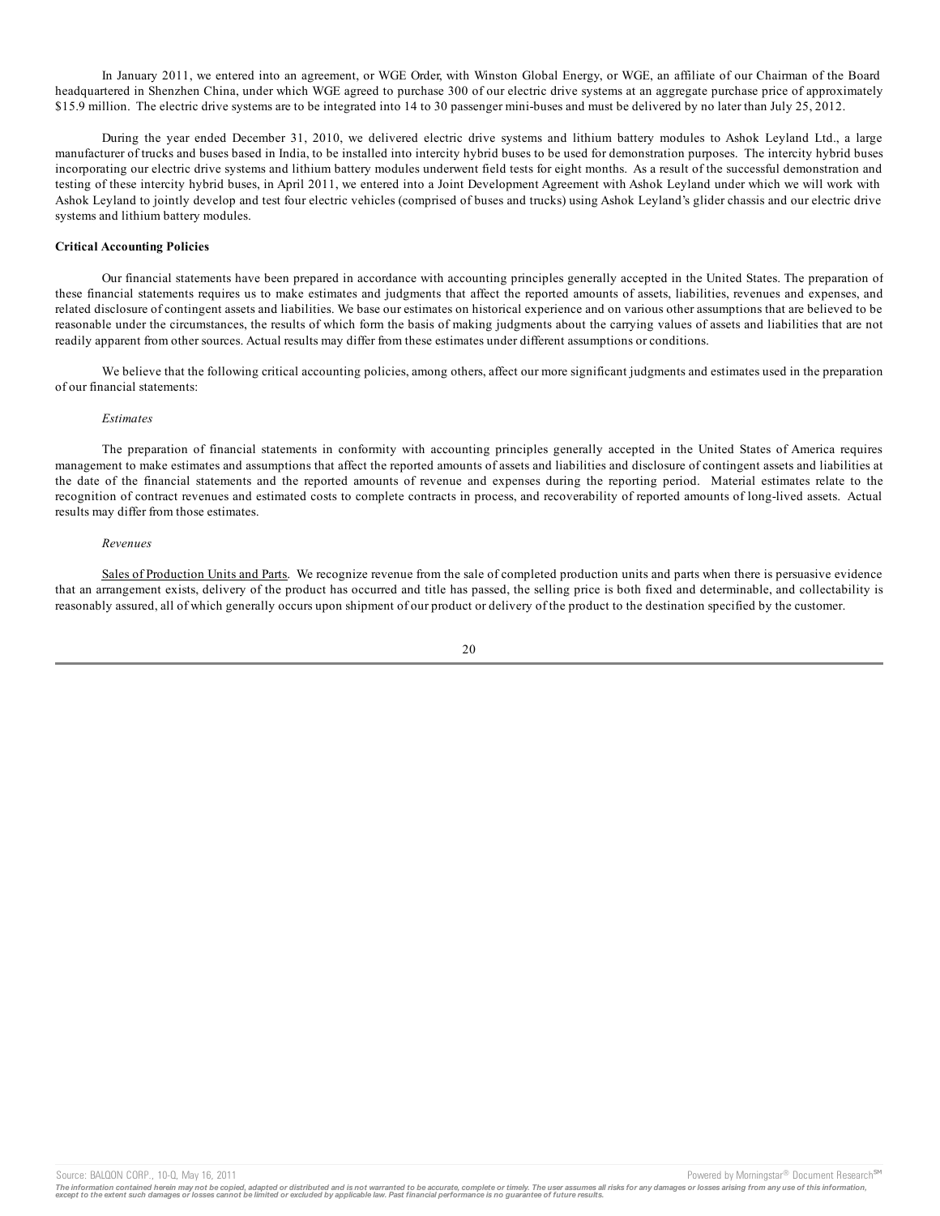In January 2011, we entered into an agreement, or WGE Order, with Winston Global Energy, or WGE, an affiliate of our Chairman of the Board headquartered in Shenzhen China, under which WGE agreed to purchase 300 of our electric drive systems at an aggregate purchase price of approximately $15.9 million. The electric drive systems are to be integrated into 14 to 30 passenger mini-buses and must be delivered by no later than July 25, 2012.

During the year ended December 31, 2010, we delivered electric drive systems and lithium battery modules to Ashok Leyland Ltd., a large manufacturer of trucks and buses based in India, to be installed into intercity hybrid buses to be used for demonstration purposes. The intercity hybrid buses incorporating our electric drive systems and lithium battery modules underwent field tests for eight months. As a result of the successful demonstration and testing of these intercity hybrid buses, in April 2011, we entered into a Joint Development Agreement with Ashok Leyland under which we will work with Ashok Leyland to jointly develop and test four electric vehicles (comprised of buses and trucks) using Ashok Leyland's glider chassis and our electric drive systems and lithium battery modules.

**Critical Accounting Policies**

Our financial statements have been prepared in accordance with accounting principles generally accepted in the United States. The preparation of these financial statements requires us to make estimates and judgments that affect the reported amounts of assets, liabilities, revenues and expenses, and related disclosure of contingent assets and liabilities. We base our estimates on historical experience and on various other assumptions that are believed to be reasonable under the circumstances, the results of which form the basis of making judgments about the carrying values of assets and liabilities that are not readily apparent from other sources. Actual results may differ from these estimates under different assumptions or conditions.

We believe that the following critical accounting policies, among others, affect our more significant judgments and estimates used in the preparation of our financial statements:

*Estimates*

The preparation of financial statements in conformity with accounting principles generally accepted in the United States of America requires management to make estimates and assumptions that affect the reported amounts of assets and liabilities and disclosure of contingent assets and liabilities at the date of the financial statements and the reported amounts of revenue and expenses during the reporting period. Material estimates relate to the recognition of contract revenues and estimated costs to complete contracts in process, and recoverability of reported amounts of long-lived assets. Actual results may differ from those estimates.

*Revenues*

Sales of Production Units and Parts. We recognize revenue from the sale of completed production units and parts when there is persuasive evidence that an arrangement exists, delivery of the product has occurred and title has passed, the selling price is both fixed and determinable, and collectability is reasonably assured, all of which generally occurs upon shipment of our product or delivery of the product to the destination specified by the customer.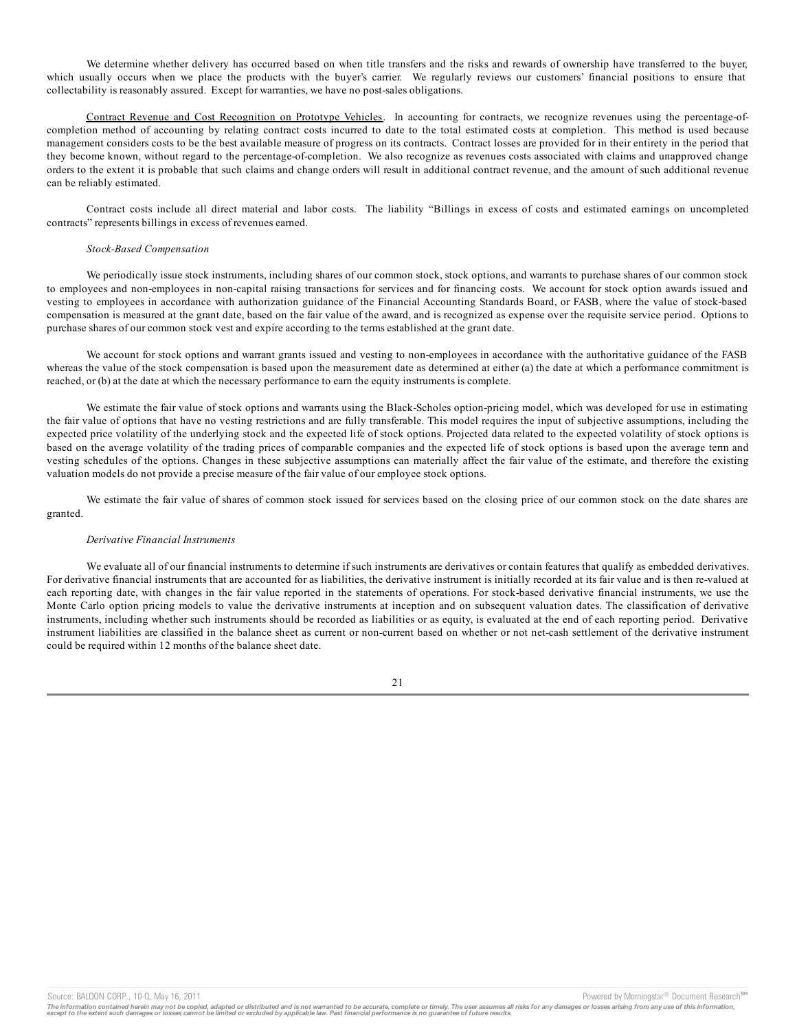We determine whether delivery has occurred based on when title transfers and the risks and rewards of ownership have transferred to the buyer, which usually occurs when we place the products with the buyer's carrier. We regularly reviews our customers' financial positions to ensure that collectability is reasonably assured. Except for warranties, we have no post-sales obligations.

Contract Revenue and Cost Recognition on Prototype Vehicles. In accounting for contracts, we recognize revenues using the percentage-of-completion method of accounting by relating contract costs incurred to date to the total estimated costs at completion. This method is used because management considers costs to be the best available measure of progress on its contracts. Contract losses are provided for in their entirety in the period that they become known, without regard to the percentage-of-completion. We also recognize as revenues costs associated with claims and unapproved change orders to the extent it is probable that such claims and change orders will result in additional contract revenue, and the amount of such additional revenue can be reliably estimated.

Contract costs include all direct material and labor costs. The liability "Billings in excess of costs and estimated earnings on uncompleted contracts" represents billings in excess of revenues earned.

*Stock-Based Compensation*

We periodically issue stock instruments, including shares of our common stock, stock options, and warrants to purchase shares of our common stock to employees and non-employees in non-capital raising transactions for services and for financing costs. We account for stock option awards issued and vesting to employees in accordance with authorization guidance of the Financial Accounting Standards Board, or FASB, where the value of stock-based compensation is measured at the grant date, based on the fair value of the award, and is recognized as expense over the requisite service period. Options to purchase shares of our common stock vest and expire according to the terms established at the grant date.

We account for stock options and warrant grants issued and vesting to non-employees in accordance with the authoritative guidance of the FASB whereas the value of the stock compensation is based upon the measurement date as determined at either (a) the date at which a performance commitment is reached, or (b) at the date at which the necessary performance to earn the equity instruments is complete.

We estimate the fair value of stock options and warrants using the Black-Scholes option-pricing model, which was developed for use in estimating the fair value of options that have no vesting restrictions and are fully transferable. This model requires the input of subjective assumptions, including the expected price volatility of the underlying stock and the expected life of stock options. Projected data related to the expected volatility of stock options is based on the average volatility of the trading prices of comparable companies and the expected life of stock options is based upon the average term and vesting schedules of the options. Changes in these subjective assumptions can materially affect the fair value of the estimate, and therefore the existing valuation models do not provide a precise measure of the fair value of our employee stock options.

We estimate the fair value of shares of common stock issued for services based on the closing price of our common stock on the date shares are granted.

*Derivative Financial Instruments*

We evaluate all of our financial instruments to determine if such instruments are derivatives or contain features that qualify as embedded derivatives. For derivative financial instruments that are accounted for as liabilities, the derivative instrument is initially recorded at its fair value and is then re-valued at each reporting date, with changes in the fair value reported in the statements of operations. For stock-based derivative financial instruments, we use the Monte Carlo option pricing models to value the derivative instruments at inception and on subsequent valuation dates. The classification of derivative instruments, including whether such instruments should be recorded as liabilities or as equity, is evaluated at the end of each reporting period. Derivative instrument liabilities are classified in the balance sheet as current or non-current based on whether or not net-cash settlement of the derivative instrument could be required within 12 months of the balance sheet date.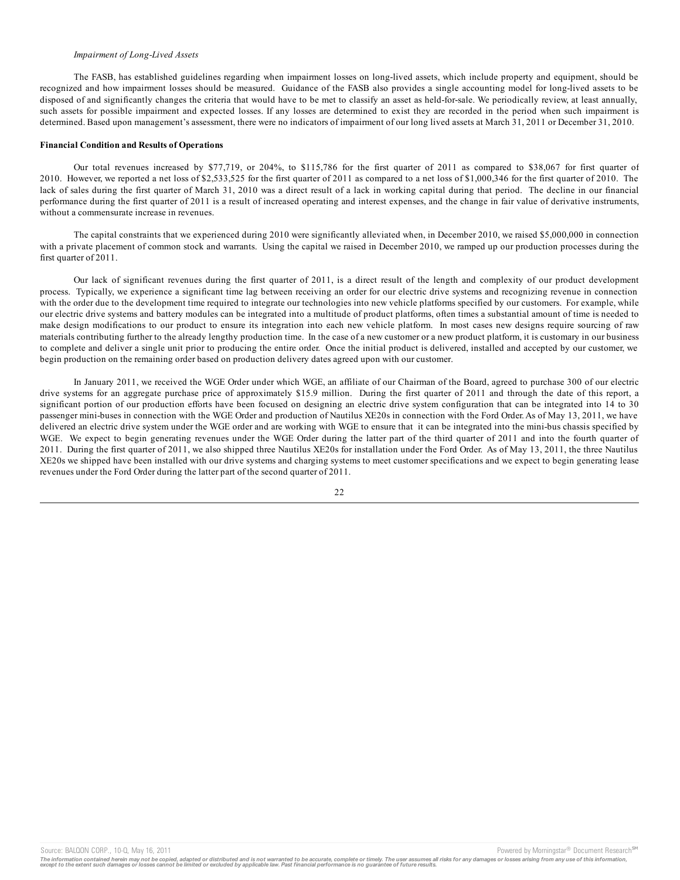*Impairment of Long-Lived Assets*

The FASB, has established guidelines regarding when impairment losses on long-lived assets, which include property and equipment, should be recognized and how impairment losses should be measured. Guidance of the FASB also provides a single accounting model for long-lived assets to be disposed of and significantly changes the criteria that would have to be met to classify an asset as held-for-sale. We periodically review, at least annually, such assets for possible impairment and expected losses. If any losses are determined to exist they are recorded in the period when such impairment is determined. Based upon management's assessment, there were no indicators of impairment of our long lived assets at March 31, 2011 or December 31, 2010.

**Financial Condition and Results of Operations**

Our total revenues increased by $77,719, or 204%, to $115,786 for the first quarter of 2011 as compared to $38,067 for first quarter of 2010. However, we reported a net loss of $2,533,525 for the first quarter of 2011 as compared to a net loss of $1,000,346 for the first quarter of 2010. The lack of sales during the first quarter of March 31, 2010 was a direct result of a lack in working capital during that period. The decline in our financial performance during the first quarter of 2011 is a result of increased operating and interest expenses, and the change in fair value of derivative instruments, without a commensurate increase in revenues.

The capital constraints that we experienced during 2010 were significantly alleviated when, in December 2010, we raised $5,000,000 in connection with a private placement of common stock and warrants. Using the capital we raised in December 2010, we ramped up our production processes during the first quarter of 2011.

Our lack of significant revenues during the first quarter of 2011, is a direct result of the length and complexity of our product development process. Typically, we experience a significant time lag between receiving an order for our electric drive systems and recognizing revenue in connection with the order due to the development time required to integrate our technologies into new vehicle platforms specified by our customers. For example, while our electric drive systems and battery modules can be integrated into a multitude of product platforms, often times a substantial amount of time is needed to make design modifications to our product to ensure its integration into each new vehicle platform. In most cases new designs require sourcing of raw materials contributing further to the already lengthy production time. In the case of a new customer or a new product platform, it is customary in our business to complete and deliver a single unit prior to producing the entire order. Once the initial product is delivered, installed and accepted by our customer, we begin production on the remaining order based on production delivery dates agreed upon with our customer.

In January 2011, we received the WGE Order under which WGE, an affiliate of our Chairman of the Board, agreed to purchase 300 of our electric drive systems for an aggregate purchase price of approximately $15.9 million. During the first quarter of 2011 and through the date of this report, a significant portion of our production efforts have been focused on designing an electric drive system configuration that can be integrated into 14 to 30 passenger mini-buses in connection with the WGE Order and production of Nautilus XE20s in connection with the Ford Order. As of May 13, 2011, we have delivered an electric drive system under the WGE order and are working with WGE to ensure that it can be integrated into the mini-bus chassis specified by WGE. We expect to begin generating revenues under the WGE Order during the latter part of the third quarter of 2011 and into the fourth quarter of 2011. During the first quarter of 2011, we also shipped three Nautilus XE20s for installation under the Ford Order. As of May 13, 2011, the three Nautilus XE20s we shipped have been installed with our drive systems and charging systems to meet customer specifications and we expect to begin generating lease revenues under the Ford Order during the latter part of the second quarter of 2011.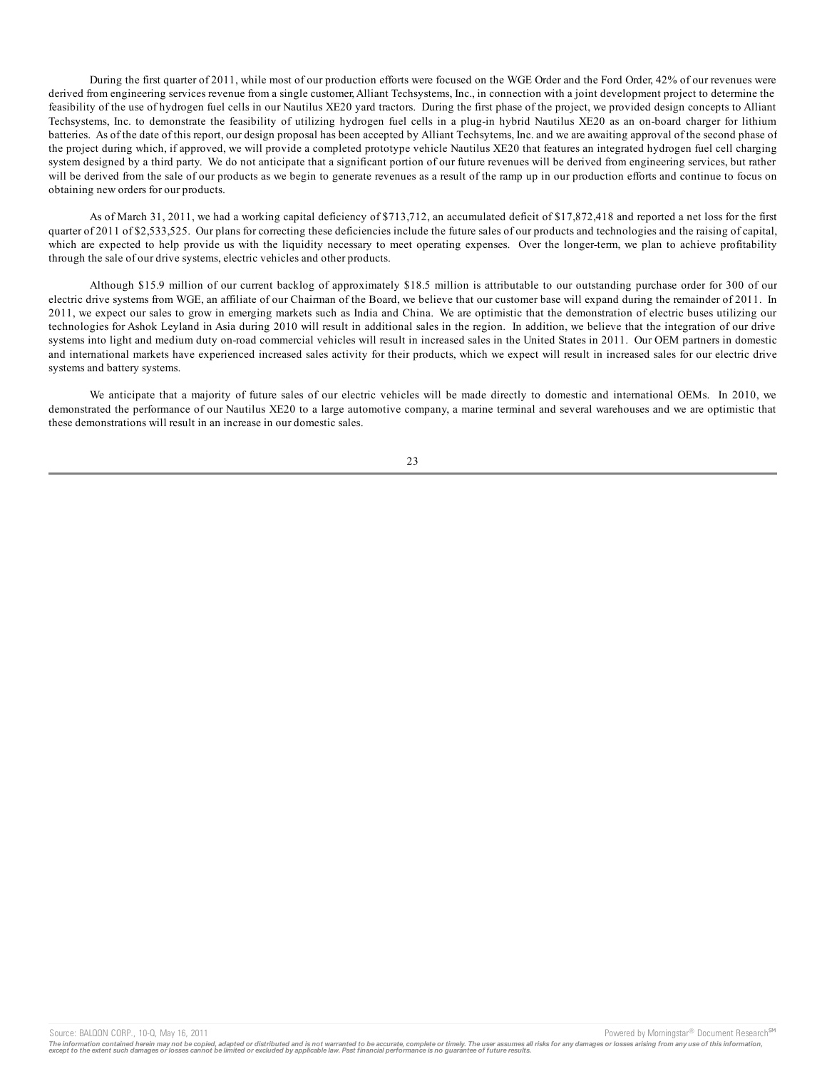During the first quarter of 2011, while most of our production efforts were focused on the WGE Order and the Ford Order, 42% of our revenues were derived from engineering services revenue from a single customer, Alliant Techsystems, Inc., in connection with a joint development project to determine the feasibility of the use of hydrogen fuel cells in our Nautilus XE20 yard tractors. During the first phase of the project, we provided design concepts to Alliant Techsystems, Inc. to demonstrate the feasibility of utilizing hydrogen fuel cells in a plug-in hybrid Nautilus XE20 as an on-board charger for lithium batteries. As of the date of this report, our design proposal has been accepted by Alliant Techsytems, Inc. and we are awaiting approval of the second phase of the project during which, if approved, we will provide a completed prototype vehicle Nautilus XE20 that features an integrated hydrogen fuel cell charging system designed by a third party. We do not anticipate that a significant portion of our future revenues will be derived from engineering services, but rather will be derived from the sale of our products as we begin to generate revenues as a result of the ramp up in our production efforts and continue to focus on obtaining new orders for our products.

As of March 31, 2011, we had a working capital deficiency of $713,712, an accumulated deficit of $17,872,418 and reported a net loss for the first quarter of 2011 of $2,533,525. Our plans for correcting these deficiencies include the future sales of our products and technologies and the raising of capital, which are expected to help provide us with the liquidity necessary to meet operating expenses. Over the longer-term, we plan to achieve profitability through the sale of our drive systems, electric vehicles and other products.

Although $15.9 million of our current backlog of approximately $18.5 million is attributable to our outstanding purchase order for 300 of our electric drive systems from WGE, an affiliate of our Chairman of the Board, we believe that our customer base will expand during the remainder of 2011. In 2011, we expect our sales to grow in emerging markets such as India and China. We are optimistic that the demonstration of electric buses utilizing our technologies for Ashok Leyland in Asia during 2010 will result in additional sales in the region. In addition, we believe that the integration of our drive systems into light and medium duty on-road commercial vehicles will result in increased sales in the United States in 2011. Our OEM partners in domestic and international markets have experienced increased sales activity for their products, which we expect will result in increased sales for our electric drive systems and battery systems.

We anticipate that a majority of future sales of our electric vehicles will be made directly to domestic and international OEMs. In 2010, we demonstrated the performance of our Nautilus XE20 to a large automotive company, a marine terminal and several warehouses and we are optimistic that these demonstrations will result in an increase in our domestic sales.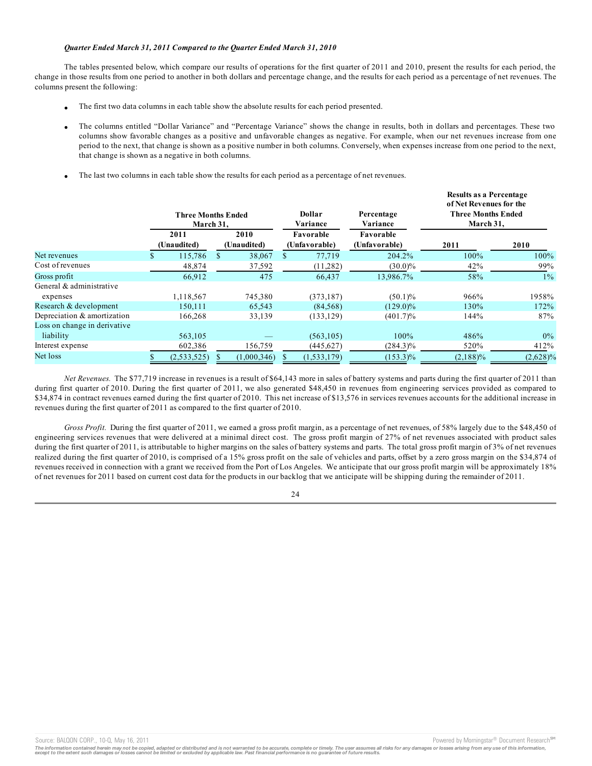***Quarter Ended March 31, 2011 Compared to the Quarter Ended March 31, 2010***

The tables presented below, which compare our results of operations for the first quarter of 2011 and 2010, present the results for each period, the change in those results from one period to another in both dollars and percentage change, and the results for each period as a percentage of net revenues. The columns present the following:

- The first two data columns in each table show the absolute results for each period presented.
- The columns entitled "Dollar Variance" and "Percentage Variance" shows the change in results, both in dollars and percentages. These two columns show favorable changes as a positive and unfavorable changes as negative. For example, when our net revenues increase from one period to the next, that change is shown as a positive number in both columns. Conversely, when expenses increase from one period to the next, that change is shown as a negative in both columns.
- The last two columns in each table show the results for each period as a percentage of net revenues.

| | Three Months Ended March 31, | | Dollar Variance | Percentage Variance | Results as a Percentage of Net Revenues for the Three Months Ended March 31, | |
|---|---|---|---|---|---|---|
| | 2011 (Unaudited) | 2010 (Unaudited) | Favorable (Unfavorable) | Favorable (Unfavorable) | 2011 | 2010 |
| Net revenues | $ 115,786 | $ 38,067 | $ 77,719 | 204.2% | 100% | 100% |
| Cost of revenues | 48,874 | 37,592 | (11,282) | (30.0)% | 42% | 99% |
| Gross profit | 66,912 | 475 | 66,437 | 13,986.7% | 58% | 1% |
| General & administrative expenses | 1,118,567 | 745,380 | (373,187) | (50.1)% | 966% | 1958% |
| Research & development | 150,111 | 65,543 | (84,568) | (129.0)% | 130% | 172% |
| Depreciation & amortization | 166,268 | 33,139 | (133,129) | (401.7)% | 144% | 87% |
| Loss on change in derivative liability | 563,105 | — | (563,105) | 100% | 486% | 0% |
| Interest expense | 602,386 | 156,759 | (445,627) | (284.3)% | 520% | 412% |
| Net loss | $ (2,533,525) | $ (1,000,346) | $ (1,533,179) | (153.3)% | (2,188)% | (2,628)% |

*Net Revenues.* The $77,719 increase in revenues is a result of $64,143 more in sales of battery systems and parts during the first quarter of 2011 than during first quarter of 2010. During the first quarter of 2011, we also generated $48,450 in revenues from engineering services provided as compared to $34,874 in contract revenues earned during the first quarter of 2010. This net increase of $13,576 in services revenues accounts for the additional increase in revenues during the first quarter of 2011 as compared to the first quarter of 2010.

*Gross Profit.* During the first quarter of 2011, we earned a gross profit margin, as a percentage of net revenues, of 58% largely due to the $48,450 of engineering services revenues that were delivered at a minimal direct cost. The gross profit margin of 27% of net revenues associated with product sales during the first quarter of 2011, is attributable to higher margins on the sales of battery systems and parts. The total gross profit margin of 3% of net revenues realized during the first quarter of 2010, is comprised of a 15% gross profit on the sale of vehicles and parts, offset by a zero gross margin on the $34,874 of revenues received in connection with a grant we received from the Port of Los Angeles. We anticipate that our gross profit margin will be approximately 18% of net revenues for 2011 based on current cost data for the products in our backlog that we anticipate will be shipping during the remainder of 2011.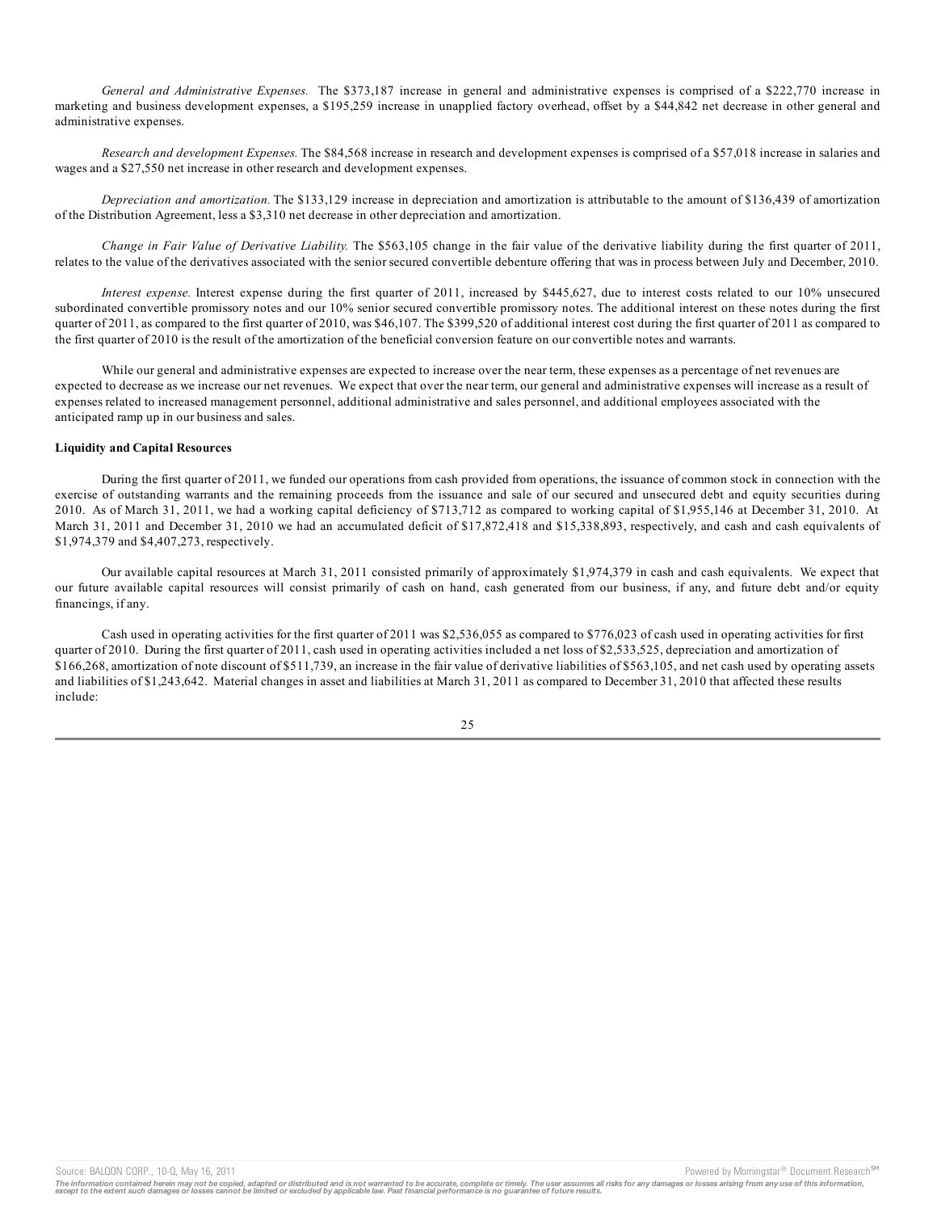*General and Administrative Expenses.* The $373,187 increase in general and administrative expenses is comprised of a $222,770 increase in marketing and business development expenses, a $195,259 increase in unapplied factory overhead, offset by a $44,842 net decrease in other general and administrative expenses.

*Research and development Expenses.* The $84,568 increase in research and development expenses is comprised of a $57,018 increase in salaries and wages and a $27,550 net increase in other research and development expenses.

*Depreciation and amortization.* The $133,129 increase in depreciation and amortization is attributable to the amount of $136,439 of amortization of the Distribution Agreement, less a $3,310 net decrease in other depreciation and amortization.

*Change in Fair Value of Derivative Liability.* The $563,105 change in the fair value of the derivative liability during the first quarter of 2011, relates to the value of the derivatives associated with the senior secured convertible debenture offering that was in process between July and December, 2010.

*Interest expense.* Interest expense during the first quarter of 2011, increased by $445,627, due to interest costs related to our 10% unsecured subordinated convertible promissory notes and our 10% senior secured convertible promissory notes. The additional interest on these notes during the first quarter of 2011, as compared to the first quarter of 2010, was $46,107. The $399,520 of additional interest cost during the first quarter of 2011 as compared to the first quarter of 2010 is the result of the amortization of the beneficial conversion feature on our convertible notes and warrants.

While our general and administrative expenses are expected to increase over the near term, these expenses as a percentage of net revenues are expected to decrease as we increase our net revenues. We expect that over the near term, our general and administrative expenses will increase as a result of expenses related to increased management personnel, additional administrative and sales personnel, and additional employees associated with the anticipated ramp up in our business and sales.

**Liquidity and Capital Resources**

During the first quarter of 2011, we funded our operations from cash provided from operations, the issuance of common stock in connection with the exercise of outstanding warrants and the remaining proceeds from the issuance and sale of our secured and unsecured debt and equity securities during 2010. As of March 31, 2011, we had a working capital deficiency of $713,712 as compared to working capital of $1,955,146 at December 31, 2010. At March 31, 2011 and December 31, 2010 we had an accumulated deficit of $17,872,418 and $15,338,893, respectively, and cash and cash equivalents of $1,974,379 and $4,407,273, respectively.

Our available capital resources at March 31, 2011 consisted primarily of approximately $1,974,379 in cash and cash equivalents. We expect that our future available capital resources will consist primarily of cash on hand, cash generated from our business, if any, and future debt and/or equity financings, if any.

Cash used in operating activities for the first quarter of 2011 was $2,536,055 as compared to $776,023 of cash used in operating activities for first quarter of 2010. During the first quarter of 2011, cash used in operating activities included a net loss of $2,533,525, depreciation and amortization of $166,268, amortization of note discount of $511,739, an increase in the fair value of derivative liabilities of $563,105, and net cash used by operating assets and liabilities of $1,243,642. Material changes in asset and liabilities at March 31, 2011 as compared to December 31, 2010 that affected these results include: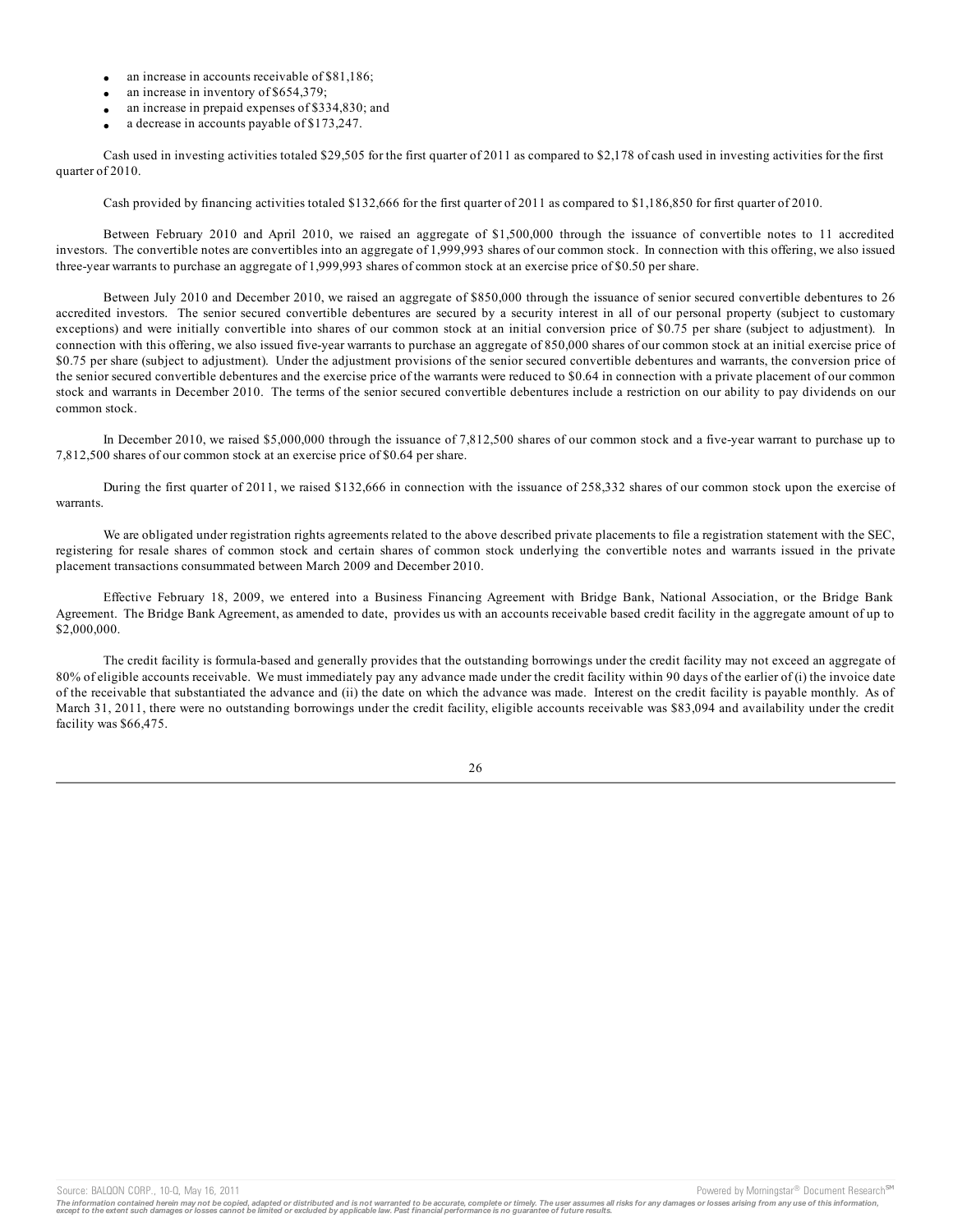- an increase in accounts receivable of $81,186;
- an increase in inventory of $654,379;
- an increase in prepaid expenses of $334,830; and
- a decrease in accounts payable of $173,247.

Cash used in investing activities totaled $29,505 for the first quarter of 2011 as compared to $2,178 of cash used in investing activities for the first quarter of 2010.

Cash provided by financing activities totaled $132,666 for the first quarter of 2011 as compared to $1,186,850 for first quarter of 2010.

Between February 2010 and April 2010, we raised an aggregate of $1,500,000 through the issuance of convertible notes to 11 accredited investors. The convertible notes are convertibles into an aggregate of 1,999,993 shares of our common stock. In connection with this offering, we also issued three-year warrants to purchase an aggregate of 1,999,993 shares of common stock at an exercise price of $0.50 per share.

Between July 2010 and December 2010, we raised an aggregate of $850,000 through the issuance of senior secured convertible debentures to 26 accredited investors. The senior secured convertible debentures are secured by a security interest in all of our personal property (subject to customary exceptions) and were initially convertible into shares of our common stock at an initial conversion price of $0.75 per share (subject to adjustment). In connection with this offering, we also issued five-year warrants to purchase an aggregate of 850,000 shares of our common stock at an initial exercise price of $0.75 per share (subject to adjustment). Under the adjustment provisions of the senior secured convertible debentures and warrants, the conversion price of the senior secured convertible debentures and the exercise price of the warrants were reduced to $0.64 in connection with a private placement of our common stock and warrants in December 2010. The terms of the senior secured convertible debentures include a restriction on our ability to pay dividends on our common stock.

In December 2010, we raised $5,000,000 through the issuance of 7,812,500 shares of our common stock and a five-year warrant to purchase up to 7,812,500 shares of our common stock at an exercise price of $0.64 per share.

During the first quarter of 2011, we raised $132,666 in connection with the issuance of 258,332 shares of our common stock upon the exercise of warrants.

We are obligated under registration rights agreements related to the above described private placements to file a registration statement with the SEC, registering for resale shares of common stock and certain shares of common stock underlying the convertible notes and warrants issued in the private placement transactions consummated between March 2009 and December 2010.

Effective February 18, 2009, we entered into a Business Financing Agreement with Bridge Bank, National Association, or the Bridge Bank Agreement. The Bridge Bank Agreement, as amended to date, provides us with an accounts receivable based credit facility in the aggregate amount of up to $2,000,000.

The credit facility is formula-based and generally provides that the outstanding borrowings under the credit facility may not exceed an aggregate of 80% of eligible accounts receivable. We must immediately pay any advance made under the credit facility within 90 days of the earlier of (i) the invoice date of the receivable that substantiated the advance and (ii) the date on which the advance was made. Interest on the credit facility is payable monthly. As of March 31, 2011, there were no outstanding borrowings under the credit facility, eligible accounts receivable was $83,094 and availability under the credit facility was $66,475.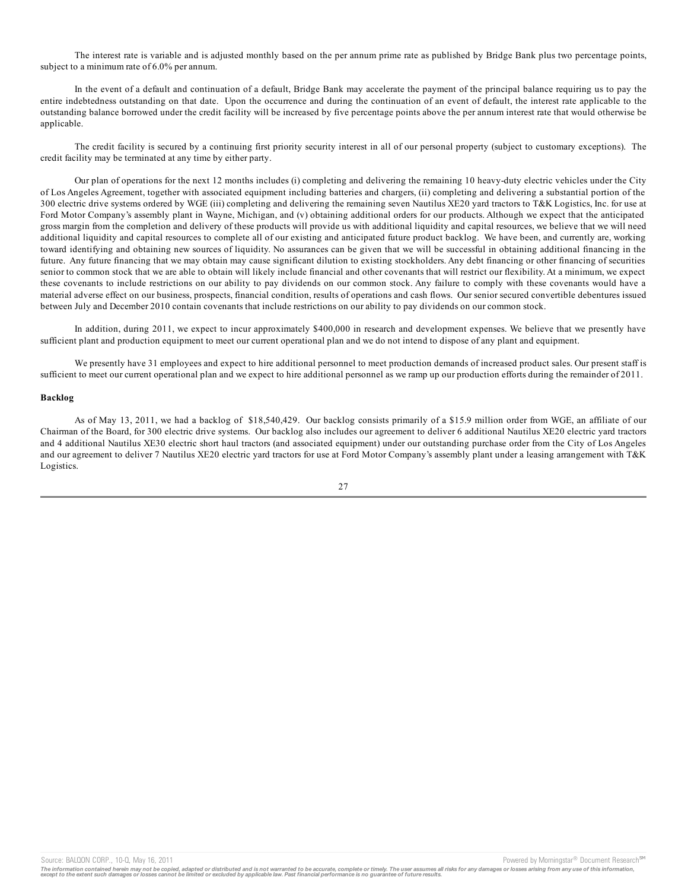The interest rate is variable and is adjusted monthly based on the per annum prime rate as published by Bridge Bank plus two percentage points, subject to a minimum rate of 6.0% per annum.

In the event of a default and continuation of a default, Bridge Bank may accelerate the payment of the principal balance requiring us to pay the entire indebtedness outstanding on that date. Upon the occurrence and during the continuation of an event of default, the interest rate applicable to the outstanding balance borrowed under the credit facility will be increased by five percentage points above the per annum interest rate that would otherwise be applicable.

The credit facility is secured by a continuing first priority security interest in all of our personal property (subject to customary exceptions). The credit facility may be terminated at any time by either party.

Our plan of operations for the next 12 months includes (i) completing and delivering the remaining 10 heavy-duty electric vehicles under the City of Los Angeles Agreement, together with associated equipment including batteries and chargers, (ii) completing and delivering a substantial portion of the 300 electric drive systems ordered by WGE (iii) completing and delivering the remaining seven Nautilus XE20 yard tractors to T&K Logistics, Inc. for use at Ford Motor Company's assembly plant in Wayne, Michigan, and (v) obtaining additional orders for our products. Although we expect that the anticipated gross margin from the completion and delivery of these products will provide us with additional liquidity and capital resources, we believe that we will need additional liquidity and capital resources to complete all of our existing and anticipated future product backlog. We have been, and currently are, working toward identifying and obtaining new sources of liquidity. No assurances can be given that we will be successful in obtaining additional financing in the future. Any future financing that we may obtain may cause significant dilution to existing stockholders. Any debt financing or other financing of securities senior to common stock that we are able to obtain will likely include financial and other covenants that will restrict our flexibility. At a minimum, we expect these covenants to include restrictions on our ability to pay dividends on our common stock. Any failure to comply with these covenants would have a material adverse effect on our business, prospects, financial condition, results of operations and cash flows. Our senior secured convertible debentures issued between July and December 2010 contain covenants that include restrictions on our ability to pay dividends on our common stock.

In addition, during 2011, we expect to incur approximately $400,000 in research and development expenses. We believe that we presently have sufficient plant and production equipment to meet our current operational plan and we do not intend to dispose of any plant and equipment.

We presently have 31 employees and expect to hire additional personnel to meet production demands of increased product sales. Our present staff is sufficient to meet our current operational plan and we expect to hire additional personnel as we ramp up our production efforts during the remainder of 2011.

**Backlog**

As of May 13, 2011, we had a backlog of $18,540,429. Our backlog consists primarily of a $15.9 million order from WGE, an affiliate of our Chairman of the Board, for 300 electric drive systems. Our backlog also includes our agreement to deliver 6 additional Nautilus XE20 electric yard tractors and 4 additional Nautilus XE30 electric short haul tractors (and associated equipment) under our outstanding purchase order from the City of Los Angeles and our agreement to deliver 7 Nautilus XE20 electric yard tractors for use at Ford Motor Company's assembly plant under a leasing arrangement with T&K Logistics.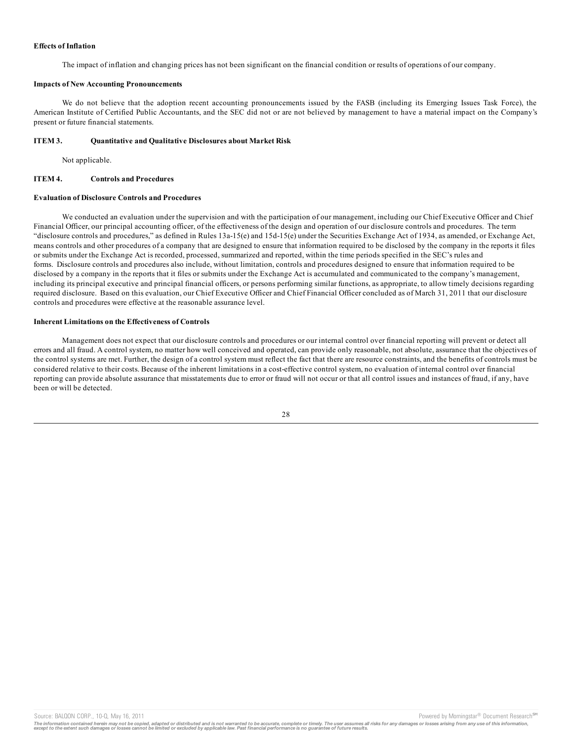**Effects of Inflation**

The impact of inflation and changing prices has not been significant on the financial condition or results of operations of our company.

**Impacts of New Accounting Pronouncements**

We do not believe that the adoption recent accounting pronouncements issued by the FASB (including its Emerging Issues Task Force), the American Institute of Certified Public Accountants, and the SEC did not or are not believed by management to have a material impact on the Company's present or future financial statements.

**ITEM 3. Quantitative and Qualitative Disclosures about Market Risk**

Not applicable.

**ITEM 4. Controls and Procedures**

**Evaluation of Disclosure Controls and Procedures**

We conducted an evaluation under the supervision and with the participation of our management, including our Chief Executive Officer and Chief Financial Officer, our principal accounting officer, of the effectiveness of the design and operation of our disclosure controls and procedures. The term "disclosure controls and procedures," as defined in Rules 13a-15(e) and 15d-15(e) under the Securities Exchange Act of 1934, as amended, or Exchange Act, means controls and other procedures of a company that are designed to ensure that information required to be disclosed by the company in the reports it files or submits under the Exchange Act is recorded, processed, summarized and reported, within the time periods specified in the SEC's rules and forms. Disclosure controls and procedures also include, without limitation, controls and procedures designed to ensure that information required to be disclosed by a company in the reports that it files or submits under the Exchange Act is accumulated and communicated to the company's management, including its principal executive and principal financial officers, or persons performing similar functions, as appropriate, to allow timely decisions regarding required disclosure. Based on this evaluation, our Chief Executive Officer and Chief Financial Officer concluded as of March 31, 2011 that our disclosure controls and procedures were effective at the reasonable assurance level.

**Inherent Limitations on the Effectiveness of Controls**

Management does not expect that our disclosure controls and procedures or our internal control over financial reporting will prevent or detect all errors and all fraud. A control system, no matter how well conceived and operated, can provide only reasonable, not absolute, assurance that the objectives of the control systems are met. Further, the design of a control system must reflect the fact that there are resource constraints, and the benefits of controls must be considered relative to their costs. Because of the inherent limitations in a cost-effective control system, no evaluation of internal control over financial reporting can provide absolute assurance that misstatements due to error or fraud will not occur or that all control issues and instances of fraud, if any, have been or will be detected.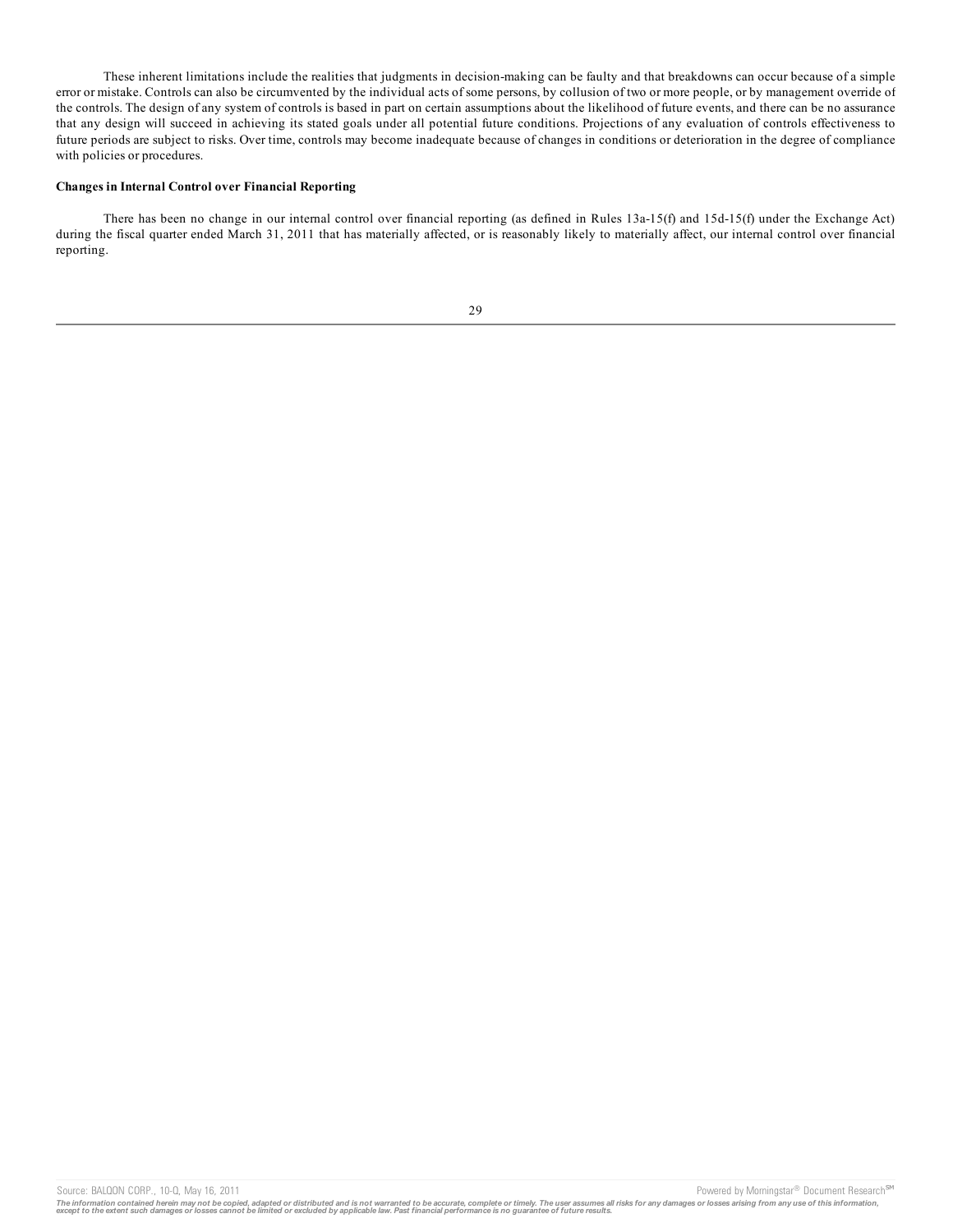These inherent limitations include the realities that judgments in decision-making can be faulty and that breakdowns can occur because of a simple error or mistake. Controls can also be circumvented by the individual acts of some persons, by collusion of two or more people, or by management override of the controls. The design of any system of controls is based in part on certain assumptions about the likelihood of future events, and there can be no assurance that any design will succeed in achieving its stated goals under all potential future conditions. Projections of any evaluation of controls effectiveness to future periods are subject to risks. Over time, controls may become inadequate because of changes in conditions or deterioration in the degree of compliance with policies or procedures.

**Changes in Internal Control over Financial Reporting**

There has been no change in our internal control over financial reporting (as defined in Rules 13a-15(f) and 15d-15(f) under the Exchange Act) during the fiscal quarter ended March 31, 2011 that has materially affected, or is reasonably likely to materially affect, our internal control over financial reporting.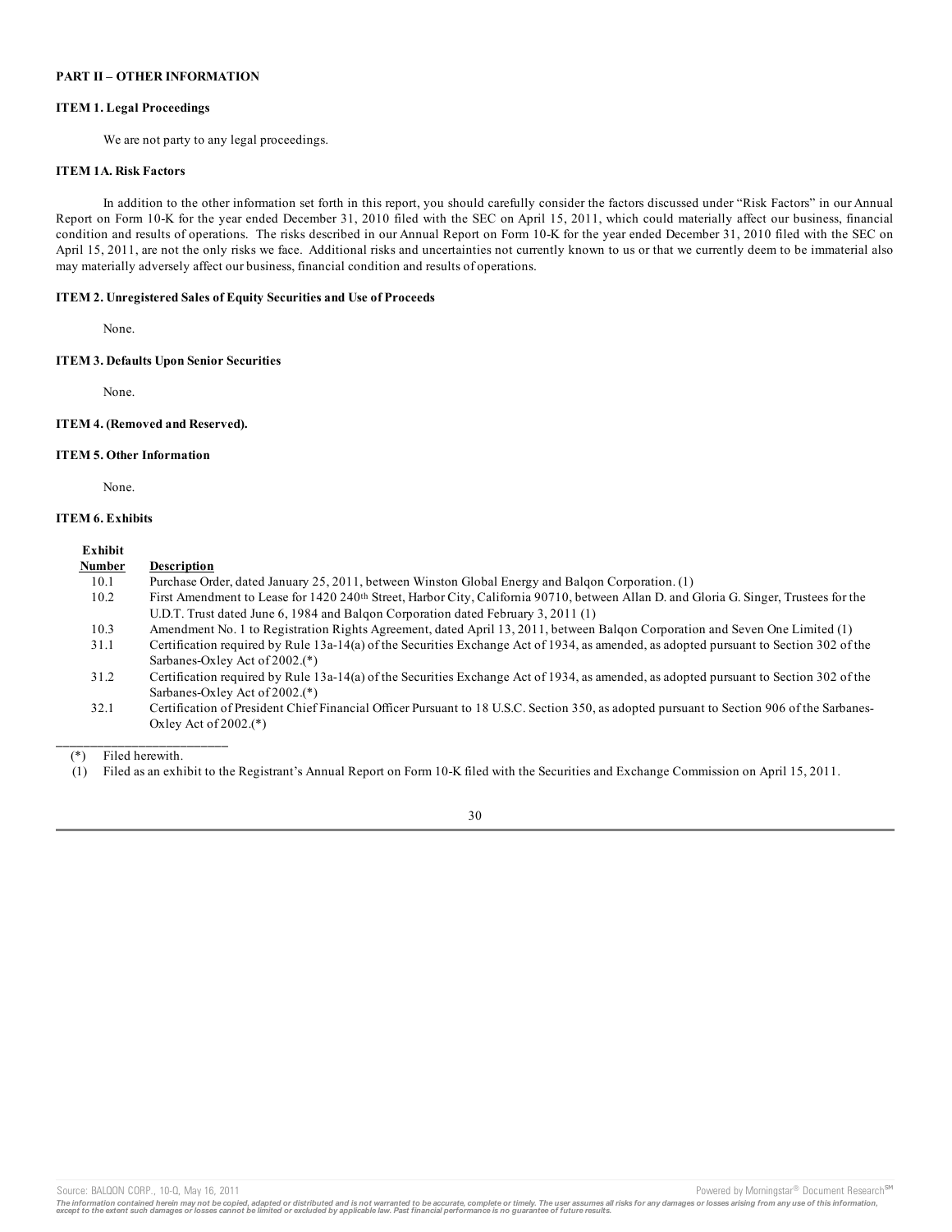## PART II – OTHER INFORMATION

### ITEM 1. Legal Proceedings

We are not party to any legal proceedings.

### ITEM 1A. Risk Factors

In addition to the other information set forth in this report, you should carefully consider the factors discussed under "Risk Factors" in our Annual Report on Form 10-K for the year ended December 31, 2010 filed with the SEC on April 15, 2011, which could materially affect our business, financial condition and results of operations. The risks described in our Annual Report on Form 10-K for the year ended December 31, 2010 filed with the SEC on April 15, 2011, are not the only risks we face. Additional risks and uncertainties not currently known to us or that we currently deem to be immaterial also may materially adversely affect our business, financial condition and results of operations.

### ITEM 2. Unregistered Sales of Equity Securities and Use of Proceeds

None.

### ITEM 3. Defaults Upon Senior Securities

None.

### ITEM 4. (Removed and Reserved).

### ITEM 5. Other Information

None.

### ITEM 6. Exhibits

| Exhibit Number | Description |
|---|---|
| 10.1 | Purchase Order, dated January 25, 2011, between Winston Global Energy and Balqon Corporation. (1) |
| 10.2 | First Amendment to Lease for 1420 240th Street, Harbor City, California 90710, between Allan D. and Gloria G. Singer, Trustees for the U.D.T. Trust dated June 6, 1984 and Balqon Corporation dated February 3, 2011 (1) |
| 10.3 | Amendment No. 1 to Registration Rights Agreement, dated April 13, 2011, between Balqon Corporation and Seven One Limited (1) |
| 31.1 | Certification required by Rule 13a-14(a) of the Securities Exchange Act of 1934, as amended, as adopted pursuant to Section 302 of the Sarbanes-Oxley Act of 2002.(*) |
| 31.2 | Certification required by Rule 13a-14(a) of the Securities Exchange Act of 1934, as amended, as adopted pursuant to Section 302 of the Sarbanes-Oxley Act of 2002.(*) |
| 32.1 | Certification of President Chief Financial Officer Pursuant to 18 U.S.C. Section 350, as adopted pursuant to Section 906 of the Sarbanes-Oxley Act of 2002.(*) |

---

(*) Filed herewith.

(1) Filed as an exhibit to the Registrant's Annual Report on Form 10-K filed with the Securities and Exchange Commission on April 15, 2011.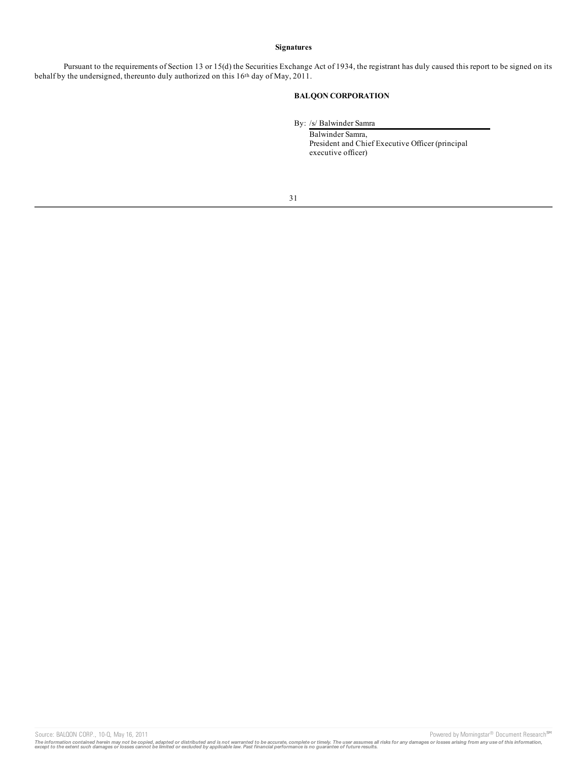**Signatures**

Pursuant to the requirements of Section 13 or 15(d) the Securities Exchange Act of 1934, the registrant has duly caused this report to be signed on its behalf by the undersigned, thereunto duly authorized on this 16th day of May, 2011.

**BALQON CORPORATION**

By: /s/ Balwinder Samra

Balwinder Samra,
President and Chief Executive Officer (principal executive officer)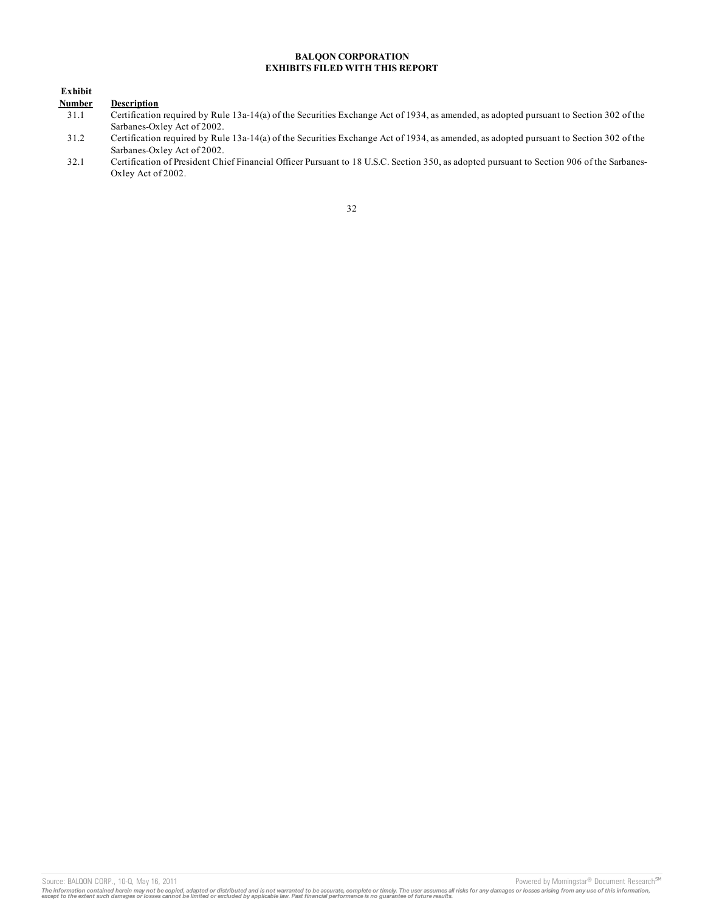**BALQON CORPORATION**
**EXHIBITS FILED WITH THIS REPORT**

| Exhibit Number | Description |
|---|---|
| 31.1 | Certification required by Rule 13a-14(a) of the Securities Exchange Act of 1934, as amended, as adopted pursuant to Section 302 of the Sarbanes-Oxley Act of 2002. |
| 31.2 | Certification required by Rule 13a-14(a) of the Securities Exchange Act of 1934, as amended, as adopted pursuant to Section 302 of the Sarbanes-Oxley Act of 2002. |
| 32.1 | Certification of President Chief Financial Officer Pursuant to 18 U.S.C. Section 350, as adopted pursuant to Section 906 of the Sarbanes-Oxley Act of 2002. |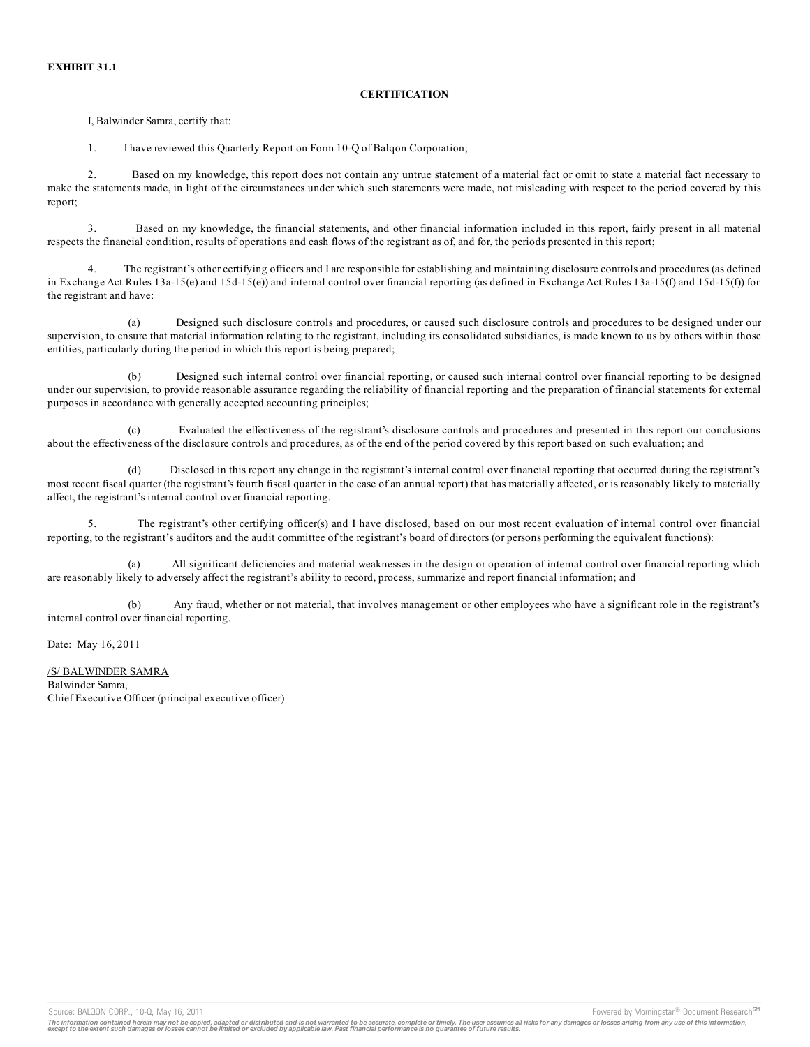**EXHIBIT 31.1**

**CERTIFICATION**

I, Balwinder Samra, certify that:

1. I have reviewed this Quarterly Report on Form 10-Q of Balqon Corporation;

2. Based on my knowledge, this report does not contain any untrue statement of a material fact or omit to state a material fact necessary to make the statements made, in light of the circumstances under which such statements were made, not misleading with respect to the period covered by this report;

3. Based on my knowledge, the financial statements, and other financial information included in this report, fairly present in all material respects the financial condition, results of operations and cash flows of the registrant as of, and for, the periods presented in this report;

4. The registrant's other certifying officers and I are responsible for establishing and maintaining disclosure controls and procedures (as defined in Exchange Act Rules 13a-15(e) and 15d-15(e)) and internal control over financial reporting (as defined in Exchange Act Rules 13a-15(f) and 15d-15(f)) for the registrant and have:

   (a) Designed such disclosure controls and procedures, or caused such disclosure controls and procedures to be designed under our supervision, to ensure that material information relating to the registrant, including its consolidated subsidiaries, is made known to us by others within those entities, particularly during the period in which this report is being prepared;

   (b) Designed such internal control over financial reporting, or caused such internal control over financial reporting to be designed under our supervision, to provide reasonable assurance regarding the reliability of financial reporting and the preparation of financial statements for external purposes in accordance with generally accepted accounting principles;

   (c) Evaluated the effectiveness of the registrant's disclosure controls and procedures and presented in this report our conclusions about the effectiveness of the disclosure controls and procedures, as of the end of the period covered by this report based on such evaluation; and

   (d) Disclosed in this report any change in the registrant's internal control over financial reporting that occurred during the registrant's most recent fiscal quarter (the registrant's fourth fiscal quarter in the case of an annual report) that has materially affected, or is reasonably likely to materially affect, the registrant's internal control over financial reporting.

5. The registrant's other certifying officer(s) and I have disclosed, based on our most recent evaluation of internal control over financial reporting, to the registrant's auditors and the audit committee of the registrant's board of directors (or persons performing the equivalent functions):

   (a) All significant deficiencies and material weaknesses in the design or operation of internal control over financial reporting which are reasonably likely to adversely affect the registrant's ability to record, process, summarize and report financial information; and

   (b) Any fraud, whether or not material, that involves management or other employees who have a significant role in the registrant's internal control over financial reporting.

Date: May 16, 2011

/S/ BALWINDER SAMRA
Balwinder Samra,
Chief Executive Officer (principal executive officer)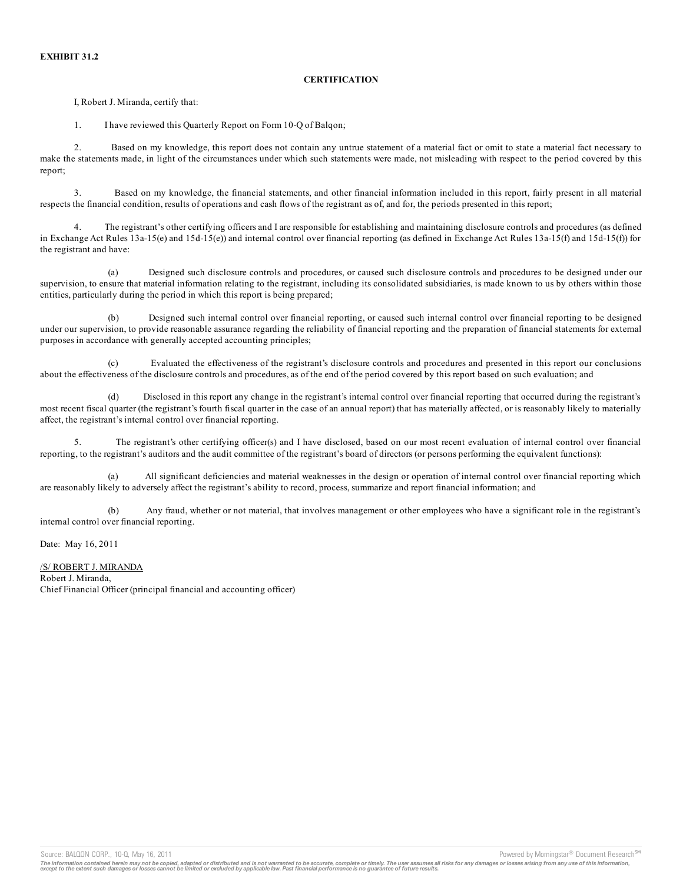**EXHIBIT 31.2**

**CERTIFICATION**

I, Robert J. Miranda, certify that:

1. I have reviewed this Quarterly Report on Form 10-Q of Balqon;

2. Based on my knowledge, this report does not contain any untrue statement of a material fact or omit to state a material fact necessary to make the statements made, in light of the circumstances under which such statements were made, not misleading with respect to the period covered by this report;

3. Based on my knowledge, the financial statements, and other financial information included in this report, fairly present in all material respects the financial condition, results of operations and cash flows of the registrant as of, and for, the periods presented in this report;

4. The registrant's other certifying officers and I are responsible for establishing and maintaining disclosure controls and procedures (as defined in Exchange Act Rules 13a-15(e) and 15d-15(e)) and internal control over financial reporting (as defined in Exchange Act Rules 13a-15(f) and 15d-15(f)) for the registrant and have:

(a) Designed such disclosure controls and procedures, or caused such disclosure controls and procedures to be designed under our supervision, to ensure that material information relating to the registrant, including its consolidated subsidiaries, is made known to us by others within those entities, particularly during the period in which this report is being prepared;

(b) Designed such internal control over financial reporting, or caused such internal control over financial reporting to be designed under our supervision, to provide reasonable assurance regarding the reliability of financial reporting and the preparation of financial statements for external purposes in accordance with generally accepted accounting principles;

(c) Evaluated the effectiveness of the registrant's disclosure controls and procedures and presented in this report our conclusions about the effectiveness of the disclosure controls and procedures, as of the end of the period covered by this report based on such evaluation; and

(d) Disclosed in this report any change in the registrant's internal control over financial reporting that occurred during the registrant's most recent fiscal quarter (the registrant's fourth fiscal quarter in the case of an annual report) that has materially affected, or is reasonably likely to materially affect, the registrant's internal control over financial reporting.

5. The registrant's other certifying officer(s) and I have disclosed, based on our most recent evaluation of internal control over financial reporting, to the registrant's auditors and the audit committee of the registrant's board of directors (or persons performing the equivalent functions):

(a) All significant deficiencies and material weaknesses in the design or operation of internal control over financial reporting which are reasonably likely to adversely affect the registrant's ability to record, process, summarize and report financial information; and

(b) Any fraud, whether or not material, that involves management or other employees who have a significant role in the registrant's internal control over financial reporting.

Date: May 16, 2011

/S/ ROBERT J. MIRANDA
Robert J. Miranda,
Chief Financial Officer (principal financial and accounting officer)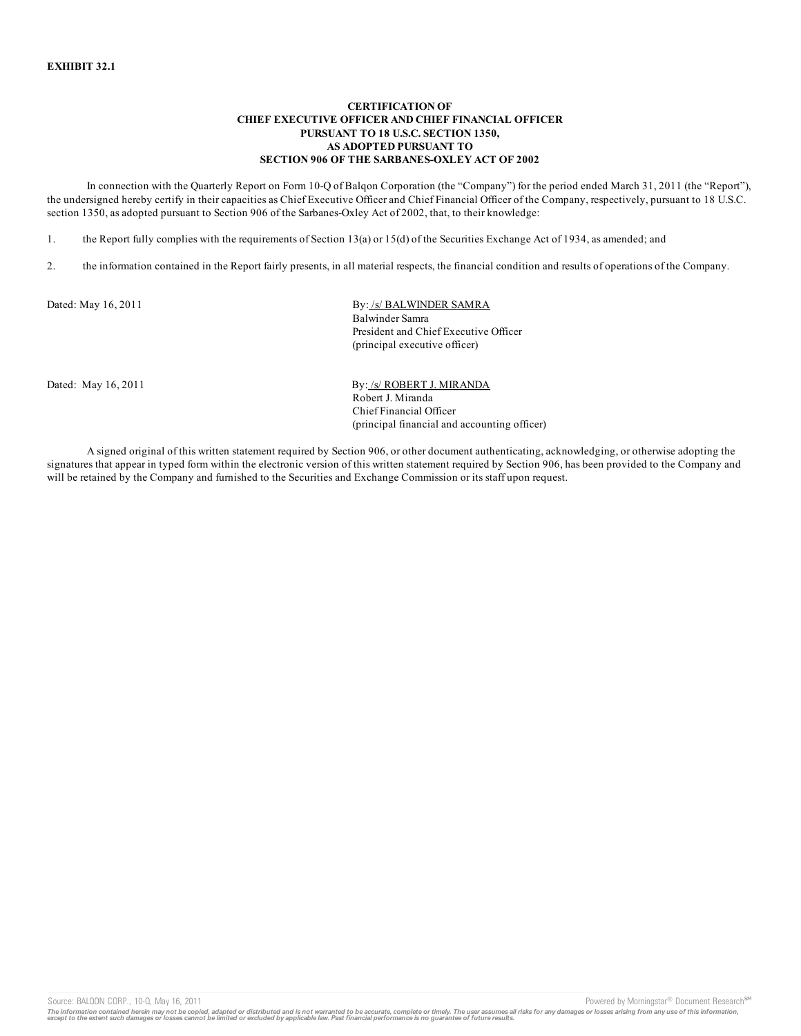**EXHIBIT 32.1**

**CERTIFICATION OF**
**CHIEF EXECUTIVE OFFICER AND CHIEF FINANCIAL OFFICER**
**PURSUANT TO 18 U.S.C. SECTION 1350,**
**AS ADOPTED PURSUANT TO**
**SECTION 906 OF THE SARBANES-OXLEY ACT OF 2002**

In connection with the Quarterly Report on Form 10-Q of Balqon Corporation (the "Company") for the period ended March 31, 2011 (the "Report"), the undersigned hereby certify in their capacities as Chief Executive Officer and Chief Financial Officer of the Company, respectively, pursuant to 18 U.S.C. section 1350, as adopted pursuant to Section 906 of the Sarbanes-Oxley Act of 2002, that, to their knowledge:

1. the Report fully complies with the requirements of Section 13(a) or 15(d) of the Securities Exchange Act of 1934, as amended; and

2. the information contained in the Report fairly presents, in all material respects, the financial condition and results of operations of the Company.

Dated: May 16, 2011

By: /s/ BALWINDER SAMRA
Balwinder Samra
President and Chief Executive Officer
(principal executive officer)

Dated: May 16, 2011

By: /s/ ROBERT J. MIRANDA
Robert J. Miranda
Chief Financial Officer
(principal financial and accounting officer)

A signed original of this written statement required by Section 906, or other document authenticating, acknowledging, or otherwise adopting the signatures that appear in typed form within the electronic version of this written statement required by Section 906, has been provided to the Company and will be retained by the Company and furnished to the Securities and Exchange Commission or its staff upon request.